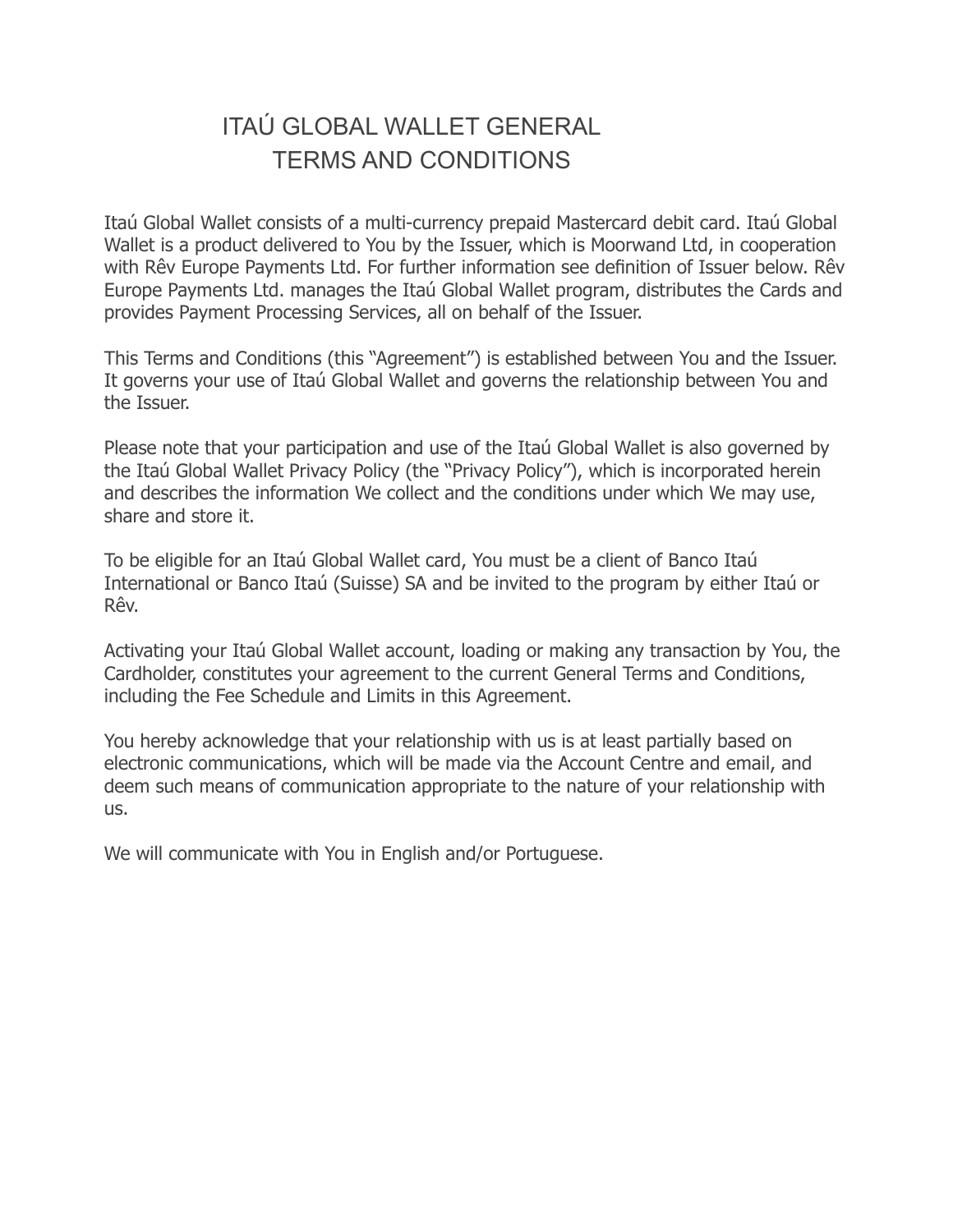# ITAÚ GLOBAL WALLET GENERAL TERMS AND CONDITIONS

Itaú Global Wallet consists of a multi-currency prepaid Mastercard debit card. Itaú Global Wallet is a product delivered to You by the Issuer, which is Moorwand Ltd, in cooperation with Rêv Europe Payments Ltd. For further information see definition of Issuer below. Rêv Europe Payments Ltd. manages the Itaú Global Wallet program, distributes the Cards and provides Payment Processing Services, all on behalf of the Issuer.

This Terms and Conditions (this "Agreement") is established between You and the Issuer. It governs your use of Itaú Global Wallet and governs the relationship between You and the Issuer.

Please note that your participation and use of the Itaú Global Wallet is also governed by the Itaú Global Wallet Privacy Policy (the "Privacy Policy"), which is incorporated herein and describes the information We collect and the conditions under which We may use, share and store it.

To be eligible for an Itaú Global Wallet card, You must be a client of Banco Itaú International or Banco Itaú (Suisse) SA and be invited to the program by either Itaú or Rêv.

Activating your Itaú Global Wallet account, loading or making any transaction by You, the Cardholder, constitutes your agreement to the current General Terms and Conditions, including the Fee Schedule and Limits in this Agreement.

You hereby acknowledge that your relationship with us is at least partially based on electronic communications, which will be made via the Account Centre and email, and deem such means of communication appropriate to the nature of your relationship with us.

We will communicate with You in English and/or Portuguese.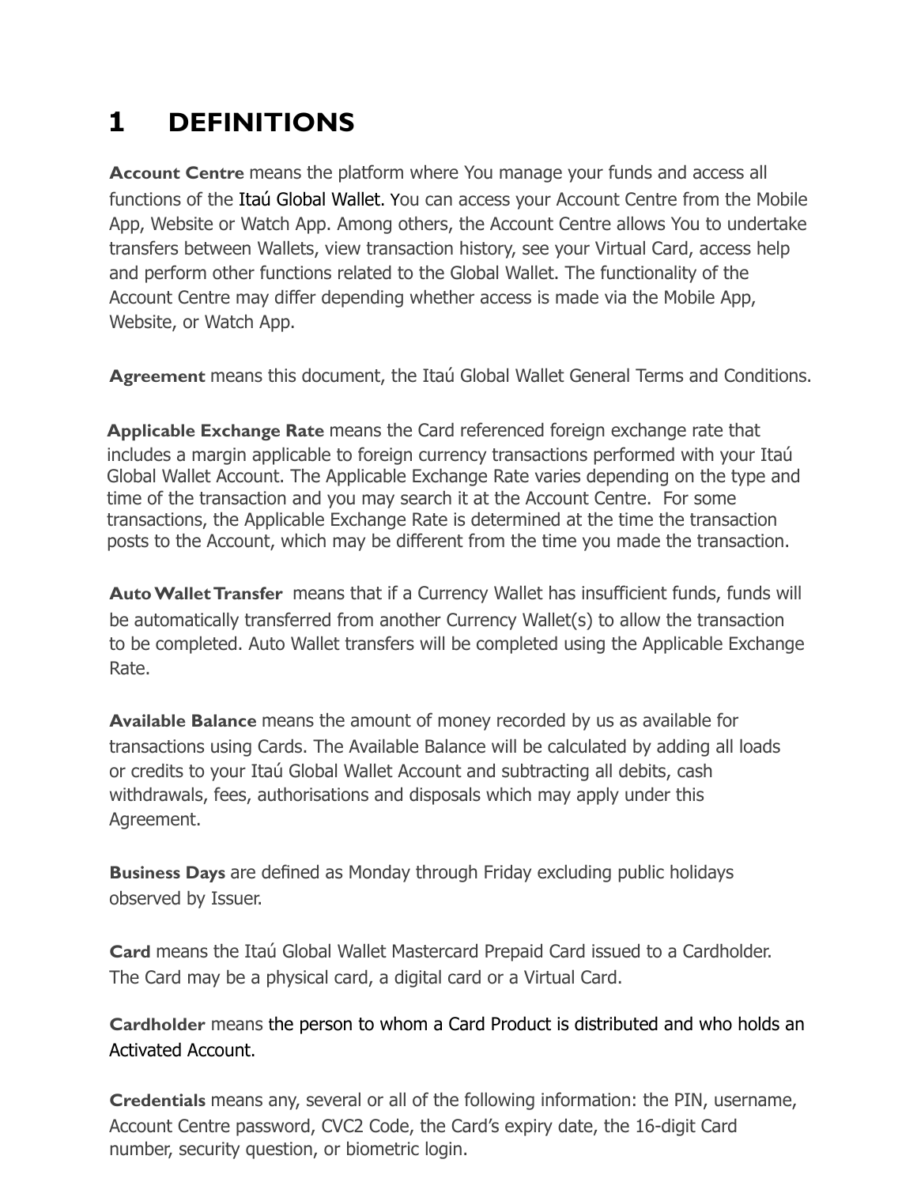# 1 DEFINITIONS

**Account Centre** means the platform where You manage your funds and access all functions of the Itaú Global Wallet. You can access your Account Centre from the Mobile App, Website or Watch App. Among others, the Account Centre allows You to undertake transfers between Wallets, view transaction history, see your Virtual Card, access help and perform other functions related to the Global Wallet. The functionality of the Account Centre may differ depending whether access is made via the Mobile App, Website, or Watch App.

**Agreement** means this document, the Itaú Global Wallet General Terms and Conditions.

**Applicable Exchange Rate** means the Card referenced foreign exchange rate that includes a margin applicable to foreign currency transactions performed with your Itaú Global Wallet Account. The Applicable Exchange Rate varies depending on the type and time of the transaction and you may search it at the Account Centre. For some transactions, the Applicable Exchange Rate is determined at the time the transaction posts to the Account, which may be different from the time you made the transaction.

**Auto Wallet Transfer** means that if a Currency Wallet has insufficient funds, funds will be automatically transferred from another Currency Wallet(s) to allow the transaction to be completed. Auto Wallet transfers will be completed using the Applicable Exchange Rate.

**Available Balance** means the amount of money recorded by us as available for transactions using Cards. The Available Balance will be calculated by adding all loads or credits to your Itaú Global Wallet Account and subtracting all debits, cash withdrawals, fees, authorisations and disposals which may apply under this Agreement.

**Business Days** are defined as Monday through Friday excluding public holidays observed by Issuer.

**Card** means the Itaú Global Wallet Mastercard Prepaid Card issued to a Cardholder. The Card may be a physical card, a digital card or a Virtual Card.

**Cardholder** means the person to whom a Card Product is distributed and who holds an Activated Account.

**Credentials** means any, several or all of the following information: the PIN, username, Account Centre password, CVC2 Code, the Card's expiry date, the 16-digit Card number, security question, or biometric login.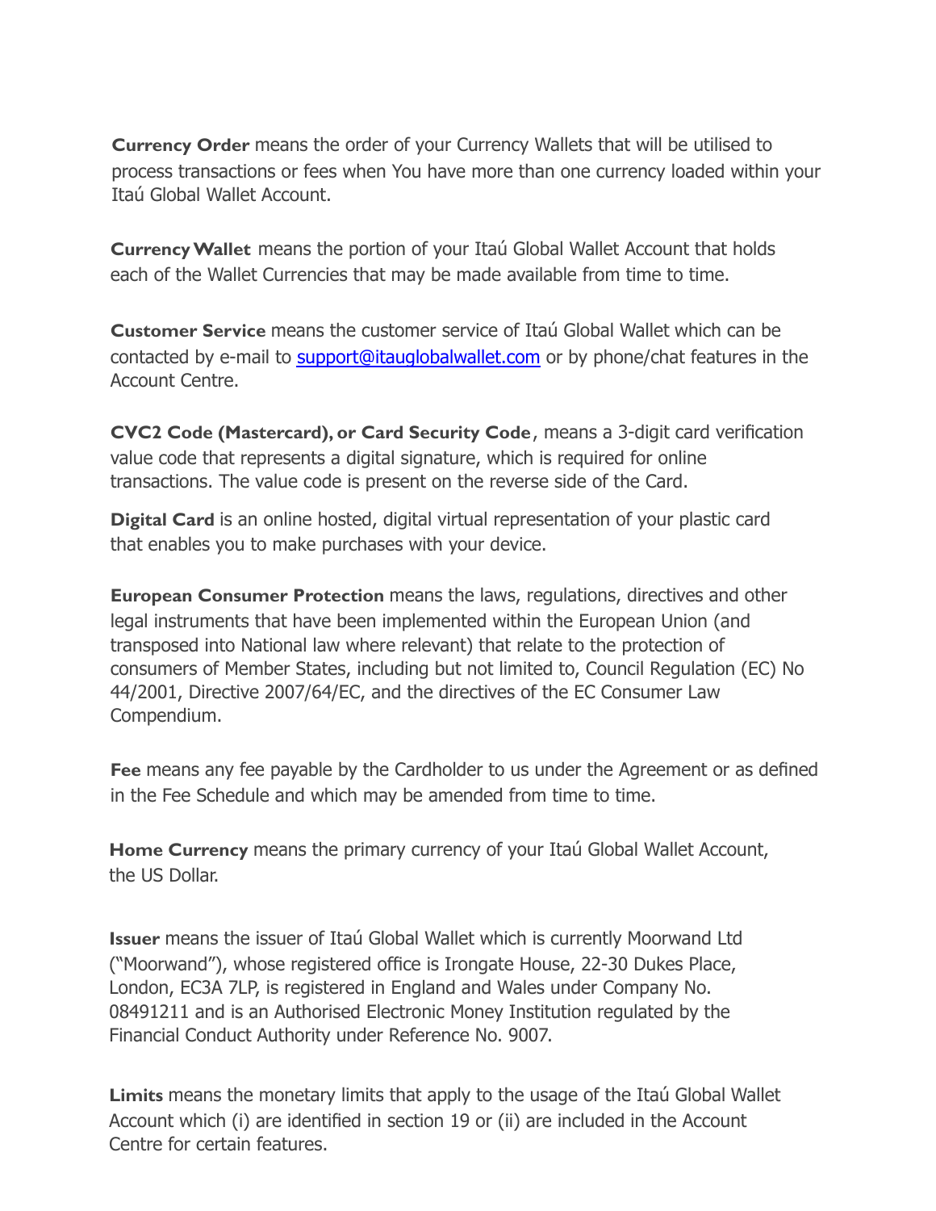**Currency Order** means the order of your Currency Wallets that will be utilised to process transactions or fees when You have more than one currency loaded within your Itaú Global Wallet Account.

**Currency Wallet** means the portion of your Itaú Global Wallet Account that holds each of the Wallet Currencies that may be made available from time to time.

**Customer Service** means the customer service of Itaú Global Wallet which can be contacted by e-mail to support@itauglobalwallet.com or by phone/chat features in the Account Centre.

**CVC2 Code (Mastercard), or Card Security Code**, means a 3-digit card verification value code that represents a digital signature, which is required for online transactions. The value code is present on the reverse side of the Card.

**Digital Card** is an online hosted, digital virtual representation of your plastic card that enables you to make purchases with your device.

**European Consumer Protection** means the laws, regulations, directives and other legal instruments that have been implemented within the European Union (and transposed into National law where relevant) that relate to the protection of consumers of Member States, including but not limited to, Council Regulation (EC) No 44/2001, Directive 2007/64/EC, and the directives of the EC Consumer Law Compendium.

**Fee** means any fee payable by the Cardholder to us under the Agreement or as defined in the Fee Schedule and which may be amended from time to time.

**Home Currency** means the primary currency of your Itaú Global Wallet Account, the US Dollar.

**Issuer** means the issuer of Itaú Global Wallet which is currently Moorwand Ltd ("Moorwand"), whose registered office is Irongate House, 22-30 Dukes Place, London, EC3A 7LP, is registered in England and Wales under Company No. 08491211 and is an Authorised Electronic Money Institution regulated by the Financial Conduct Authority under Reference No. 9007.

**Limits** means the monetary limits that apply to the usage of the Itaú Global Wallet Account which (i) are identified in section 19 or (ii) are included in the Account Centre for certain features.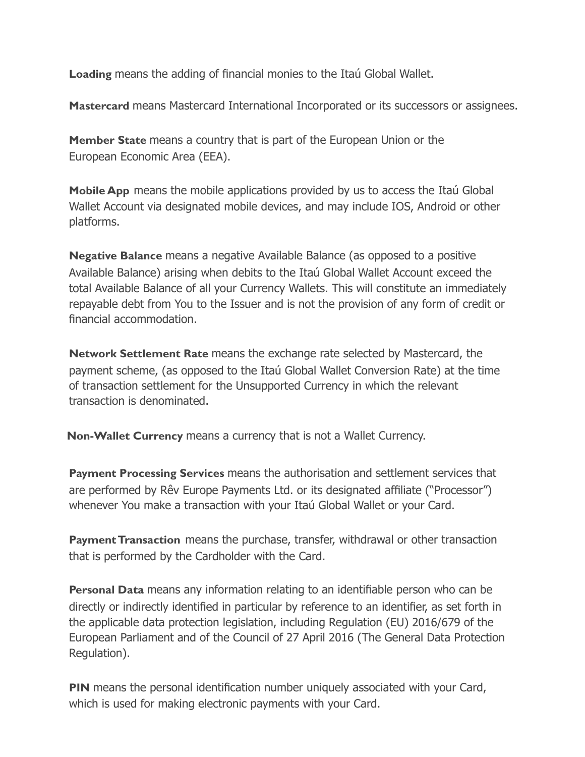**Loading** means the adding of financial monies to the Itaú Global Wallet.

**Mastercard** means Mastercard International Incorporated or its successors or assignees.

**Member State** means a country that is part of the European Union or the European Economic Area (EEA).

**Mobile App** means the mobile applications provided by us to access the Itaú Global Wallet Account via designated mobile devices, and may include IOS, Android or other platforms.

**Negative Balance** means a negative Available Balance (as opposed to a positive Available Balance) arising when debits to the Itaú Global Wallet Account exceed the total Available Balance of all your Currency Wallets. This will constitute an immediately repayable debt from You to the Issuer and is not the provision of any form of credit or financial accommodation.

**Network Settlement Rate** means the exchange rate selected by Mastercard, the payment scheme, (as opposed to the Itaú Global Wallet Conversion Rate) at the time of transaction settlement for the Unsupported Currency in which the relevant transaction is denominated.

**Non-Wallet Currency** means a currency that is not a Wallet Currency.

**Payment Processing Services** means the authorisation and settlement services that are performed by Rêv Europe Payments Ltd. or its designated affiliate ("Processor") whenever You make a transaction with your Itaú Global Wallet or your Card.

**Payment Transaction** means the purchase, transfer, withdrawal or other transaction that is performed by the Cardholder with the Card.

**Personal Data** means any information relating to an identifiable person who can be directly or indirectly identified in particular by reference to an identifier, as set forth in the applicable data protection legislation, including Regulation (EU) 2016/679 of the European Parliament and of the Council of 27 April 2016 (The General Data Protection Regulation).

**PIN** means the personal identification number uniquely associated with your Card, which is used for making electronic payments with your Card.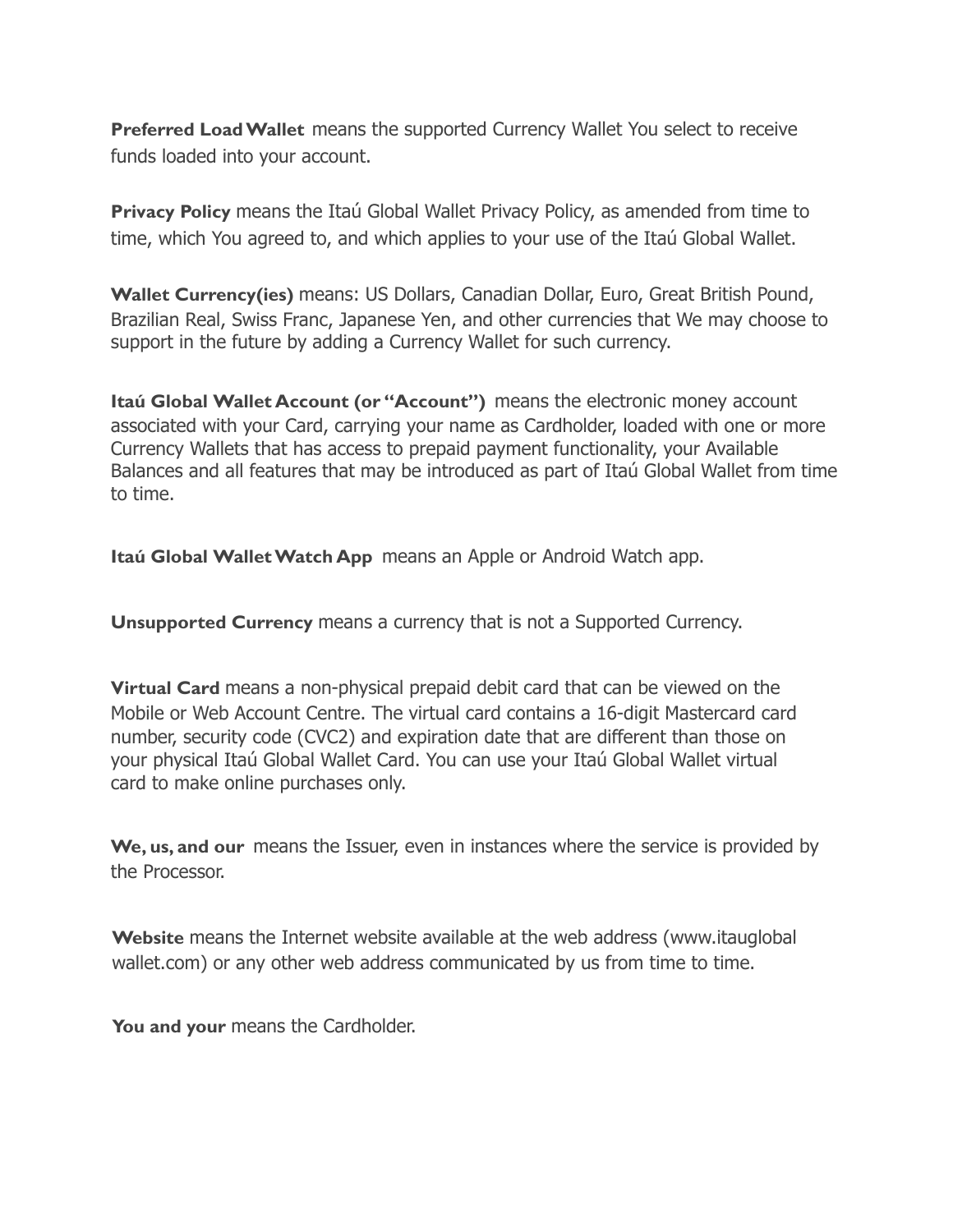**Preferred Load Wallet** means the supported Currency Wallet You select to receive funds loaded into your account.

**Privacy Policy** means the Itaú Global Wallet Privacy Policy, as amended from time to time, which You agreed to, and which applies to your use of the Itaú Global Wallet.

**Wallet Currency(ies)** means: US Dollars, Canadian Dollar, Euro, Great British Pound, Brazilian Real, Swiss Franc, Japanese Yen, and other currencies that We may choose to support in the future by adding a Currency Wallet for such currency.

**Itaú Global Wallet Account (or "Account")** means the electronic money account associated with your Card, carrying your name as Cardholder, loaded with one or more Currency Wallets that has access to prepaid payment functionality, your Available Balances and all features that may be introduced as part of Itaú Global Wallet from time to time.

**Itaú Global Wallet Watch App** means an Apple or Android Watch app.

**Unsupported Currency** means a currency that is not a Supported Currency.

**Virtual Card** means a non-physical prepaid debit card that can be viewed on the Mobile or Web Account Centre. The virtual card contains a 16-digit Mastercard card number, security code (CVC2) and expiration date that are different than those on your physical Itaú Global Wallet Card. You can use your Itaú Global Wallet virtual card to make online purchases only.

**We, us, and our** means the Issuer, even in instances where the service is provided by the Processor.

**Website** means the Internet website available at the web address (www.itauglobal wallet.com) or any other web address communicated by us from time to time.

**You and your** means the Cardholder.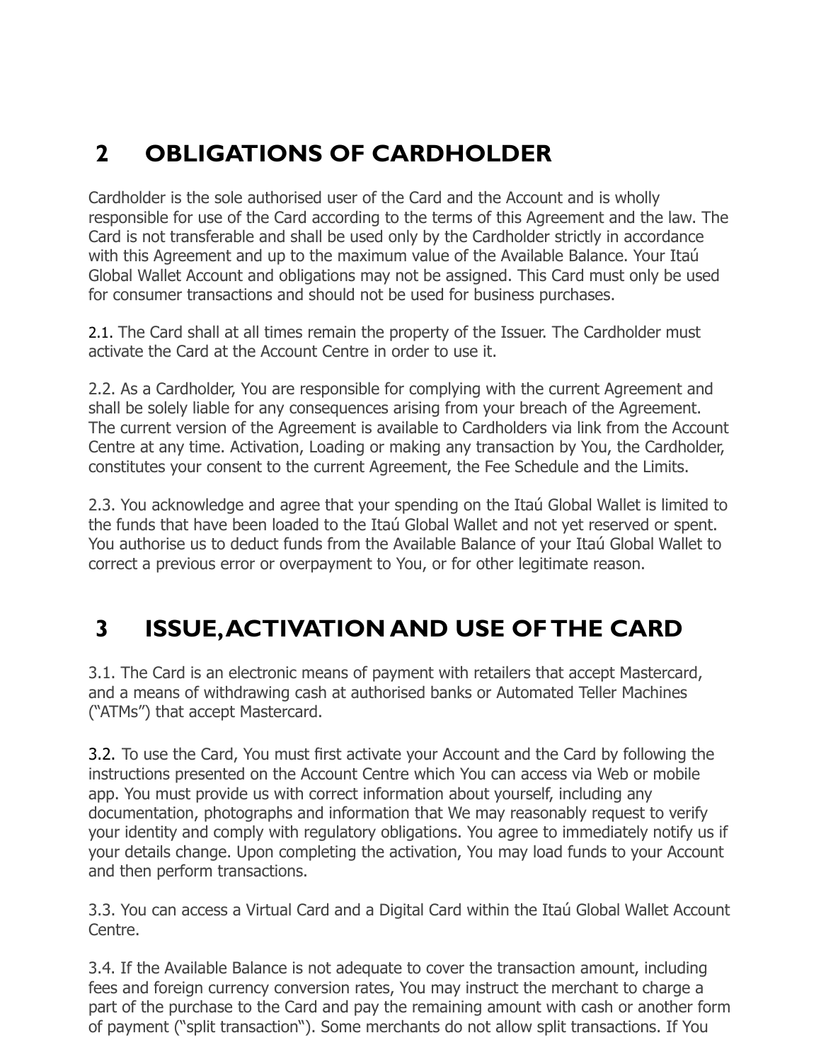## 2 OBLIGATIONS OF CARDHOLDER

Cardholder is the sole authorised user of the Card and the Account and is wholly responsible for use of the Card according to the terms of this Agreement and the law. The Card is not transferable and shall be used only by the Cardholder strictly in accordance with this Agreement and up to the maximum value of the Available Balance. Your Itaú Global Wallet Account and obligations may not be assigned. This Card must only be used for consumer transactions and should not be used for business purchases.

2.1. The Card shall at all times remain the property of the Issuer. The Cardholder must activate the Card at the Account Centre in order to use it.

2.2. As a Cardholder, You are responsible for complying with the current Agreement and shall be solely liable for any consequences arising from your breach of the Agreement. The current version of the Agreement is available to Cardholders via link from the Account Centre at any time. Activation, Loading or making any transaction by You, the Cardholder, constitutes your consent to the current Agreement, the Fee Schedule and the Limits.

2.3. You acknowledge and agree that your spending on the Itaú Global Wallet is limited to the funds that have been loaded to the Itaú Global Wallet and not yet reserved or spent. You authorise us to deduct funds from the Available Balance of your Itaú Global Wallet to correct a previous error or overpayment to You, or for other legitimate reason.

## 3 ISSUE, ACTIVATION AND USE OF THE CARD

3.1. The Card is an electronic means of payment with retailers that accept Mastercard, and a means of withdrawing cash at authorised banks or Automated Teller Machines ("ATMs") that accept Mastercard.

3.2. To use the Card, You must first activate your Account and the Card by following the instructions presented on the Account Centre which You can access via Web or mobile app. You must provide us with correct information about yourself, including any documentation, photographs and information that We may reasonably request to verify your identity and comply with regulatory obligations. You agree to immediately notify us if your details change. Upon completing the activation, You may load funds to your Account and then perform transactions.

3.3. You can access a Virtual Card and a Digital Card within the Itaú Global Wallet Account Centre.

3.4. If the Available Balance is not adequate to cover the transaction amount, including fees and foreign currency conversion rates, You may instruct the merchant to charge a part of the purchase to the Card and pay the remaining amount with cash or another form of payment ("split transaction"). Some merchants do not allow split transactions. If You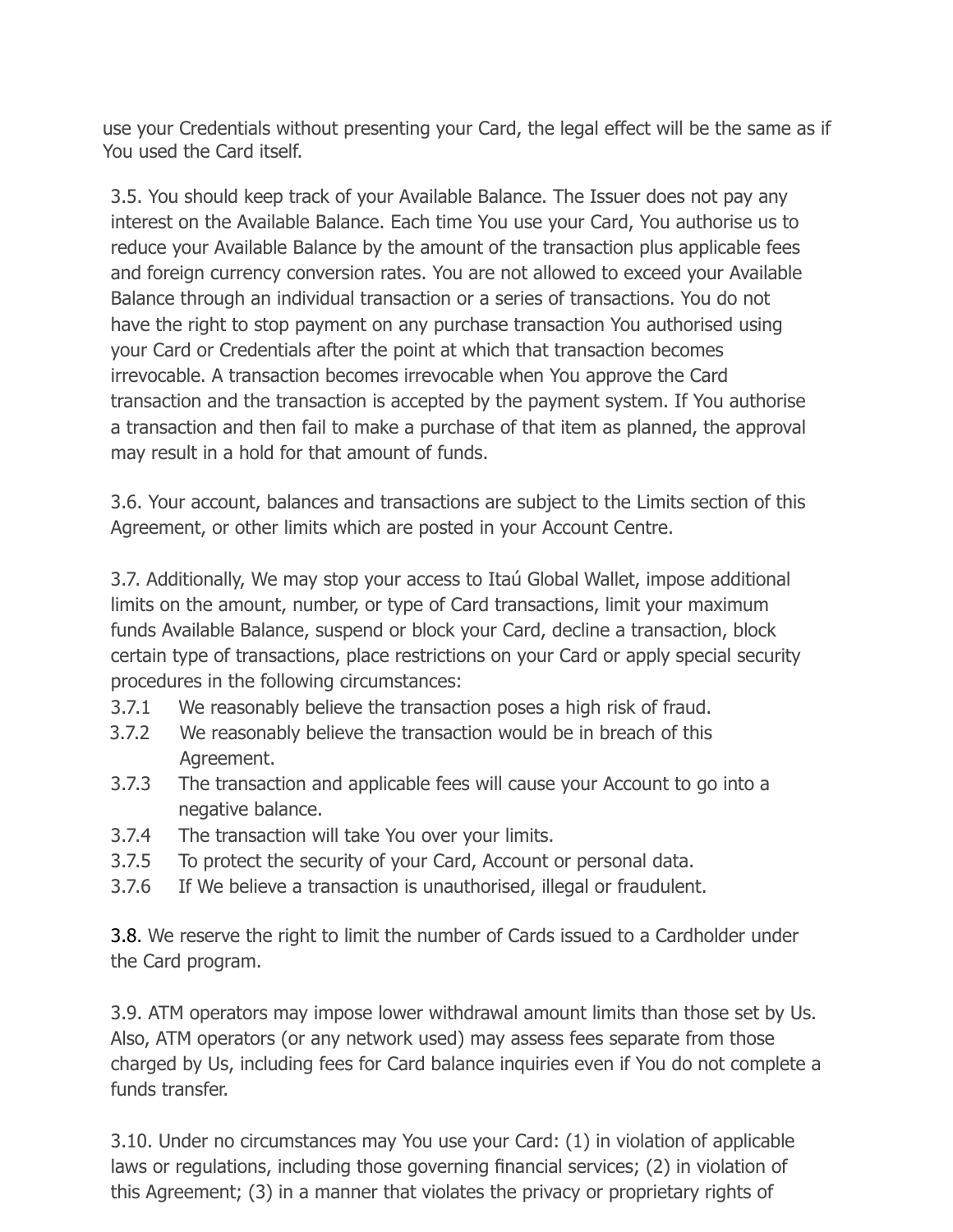use your Credentials without presenting your Card, the legal effect will be the same as if You used the Card itself.

3.5. You should keep track of your Available Balance. The Issuer does not pay any interest on the Available Balance. Each time You use your Card, You authorise us to reduce your Available Balance by the amount of the transaction plus applicable fees and foreign currency conversion rates. You are not allowed to exceed your Available Balance through an individual transaction or a series of transactions. You do not have the right to stop payment on any purchase transaction You authorised using your Card or Credentials after the point at which that transaction becomes irrevocable. A transaction becomes irrevocable when You approve the Card transaction and the transaction is accepted by the payment system. If You authorise a transaction and then fail to make a purchase of that item as planned, the approval may result in a hold for that amount of funds.

3.6. Your account, balances and transactions are subject to the Limits section of this Agreement, or other limits which are posted in your Account Centre.

3.7. Additionally, We may stop your access to Itaú Global Wallet, impose additional limits on the amount, number, or type of Card transactions, limit your maximum funds Available Balance, suspend or block your Card, decline a transaction, block certain type of transactions, place restrictions on your Card or apply special security procedures in the following circumstances:

3.7.1 We reasonably believe the transaction poses a high risk of fraud.

3.7.2 We reasonably believe the transaction would be in breach of this Agreement.

3.7.3 The transaction and applicable fees will cause your Account to go into a negative balance.

3.7.4 The transaction will take You over your limits.

3.7.5 To protect the security of your Card, Account or personal data.

3.7.6 If We believe a transaction is unauthorised, illegal or fraudulent.

3.8. We reserve the right to limit the number of Cards issued to a Cardholder under the Card program.

3.9. ATM operators may impose lower withdrawal amount limits than those set by Us. Also, ATM operators (or any network used) may assess fees separate from those charged by Us, including fees for Card balance inquiries even if You do not complete a funds transfer.

3.10. Under no circumstances may You use your Card: (1) in violation of applicable laws or regulations, including those governing financial services; (2) in violation of this Agreement; (3) in a manner that violates the privacy or proprietary rights of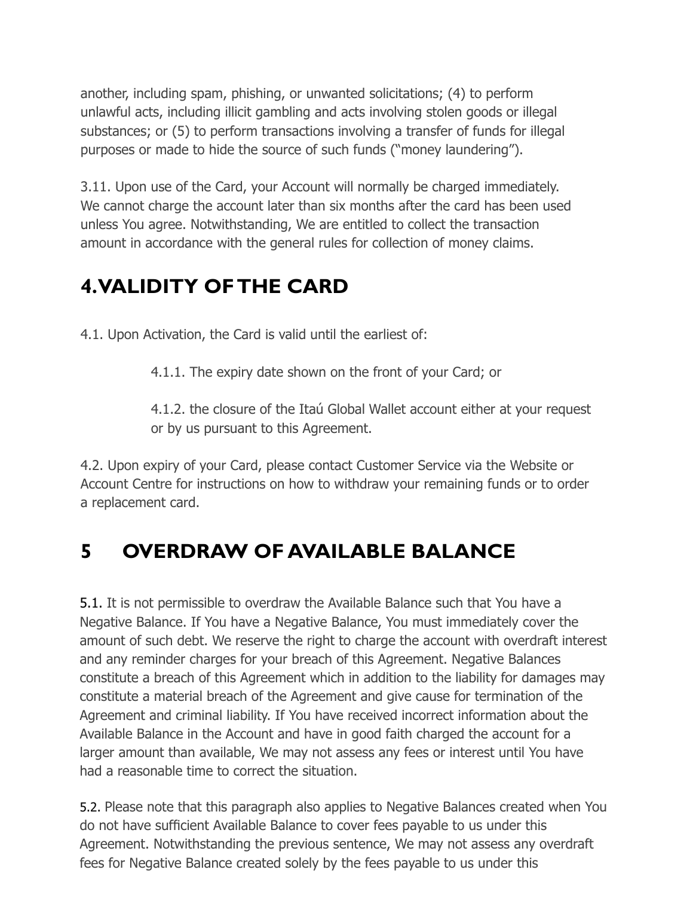another, including spam, phishing, or unwanted solicitations; (4) to perform unlawful acts, including illicit gambling and acts involving stolen goods or illegal substances; or (5) to perform transactions involving a transfer of funds for illegal purposes or made to hide the source of such funds ("money laundering").

3.11. Upon use of the Card, your Account will normally be charged immediately. We cannot charge the account later than six months after the card has been used unless You agree. Notwithstanding, We are entitled to collect the transaction amount in accordance with the general rules for collection of money claims.

## 4. VALIDITY OF THE CARD

4.1. Upon Activation, the Card is valid until the earliest of:

> 4.1.1. The expiry date shown on the front of your Card; or
>
> 4.1.2. the closure of the Itaú Global Wallet account either at your request or by us pursuant to this Agreement.

4.2. Upon expiry of your Card, please contact Customer Service via the Website or Account Centre for instructions on how to withdraw your remaining funds or to order a replacement card.

## 5 OVERDRAW OF AVAILABLE BALANCE

5.1. It is not permissible to overdraw the Available Balance such that You have a Negative Balance. If You have a Negative Balance, You must immediately cover the amount of such debt. We reserve the right to charge the account with overdraft interest and any reminder charges for your breach of this Agreement. Negative Balances constitute a breach of this Agreement which in addition to the liability for damages may constitute a material breach of the Agreement and give cause for termination of the Agreement and criminal liability. If You have received incorrect information about the Available Balance in the Account and have in good faith charged the account for a larger amount than available, We may not assess any fees or interest until You have had a reasonable time to correct the situation.

5.2. Please note that this paragraph also applies to Negative Balances created when You do not have sufficient Available Balance to cover fees payable to us under this Agreement. Notwithstanding the previous sentence, We may not assess any overdraft fees for Negative Balance created solely by the fees payable to us under this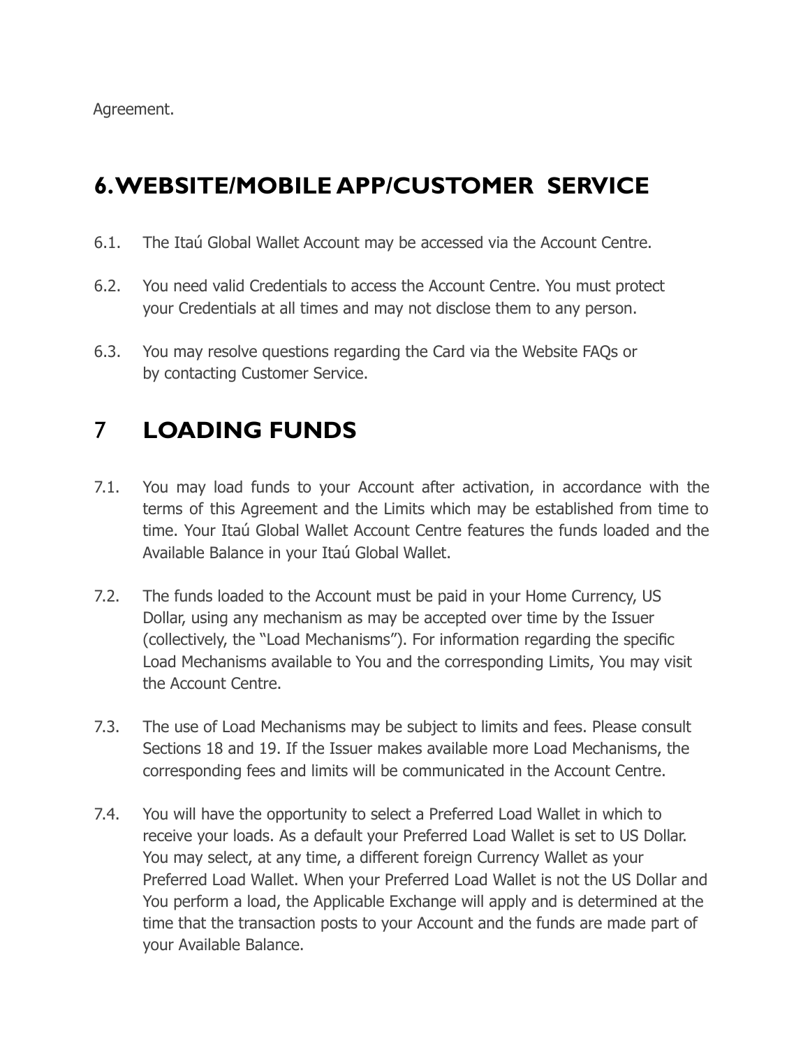Agreement.

## 6. WEBSITE/MOBILE APP/CUSTOMER SERVICE

6.1. The Itaú Global Wallet Account may be accessed via the Account Centre.

6.2. You need valid Credentials to access the Account Centre. You must protect your Credentials at all times and may not disclose them to any person.

6.3. You may resolve questions regarding the Card via the Website FAQs or by contacting Customer Service.

## 7 LOADING FUNDS

7.1. You may load funds to your Account after activation, in accordance with the terms of this Agreement and the Limits which may be established from time to time. Your Itaú Global Wallet Account Centre features the funds loaded and the Available Balance in your Itaú Global Wallet.

7.2. The funds loaded to the Account must be paid in your Home Currency, US Dollar, using any mechanism as may be accepted over time by the Issuer (collectively, the "Load Mechanisms"). For information regarding the specific Load Mechanisms available to You and the corresponding Limits, You may visit the Account Centre.

7.3. The use of Load Mechanisms may be subject to limits and fees. Please consult Sections 18 and 19. If the Issuer makes available more Load Mechanisms, the corresponding fees and limits will be communicated in the Account Centre.

7.4. You will have the opportunity to select a Preferred Load Wallet in which to receive your loads. As a default your Preferred Load Wallet is set to US Dollar. You may select, at any time, a different foreign Currency Wallet as your Preferred Load Wallet. When your Preferred Load Wallet is not the US Dollar and You perform a load, the Applicable Exchange will apply and is determined at the time that the transaction posts to your Account and the funds are made part of your Available Balance.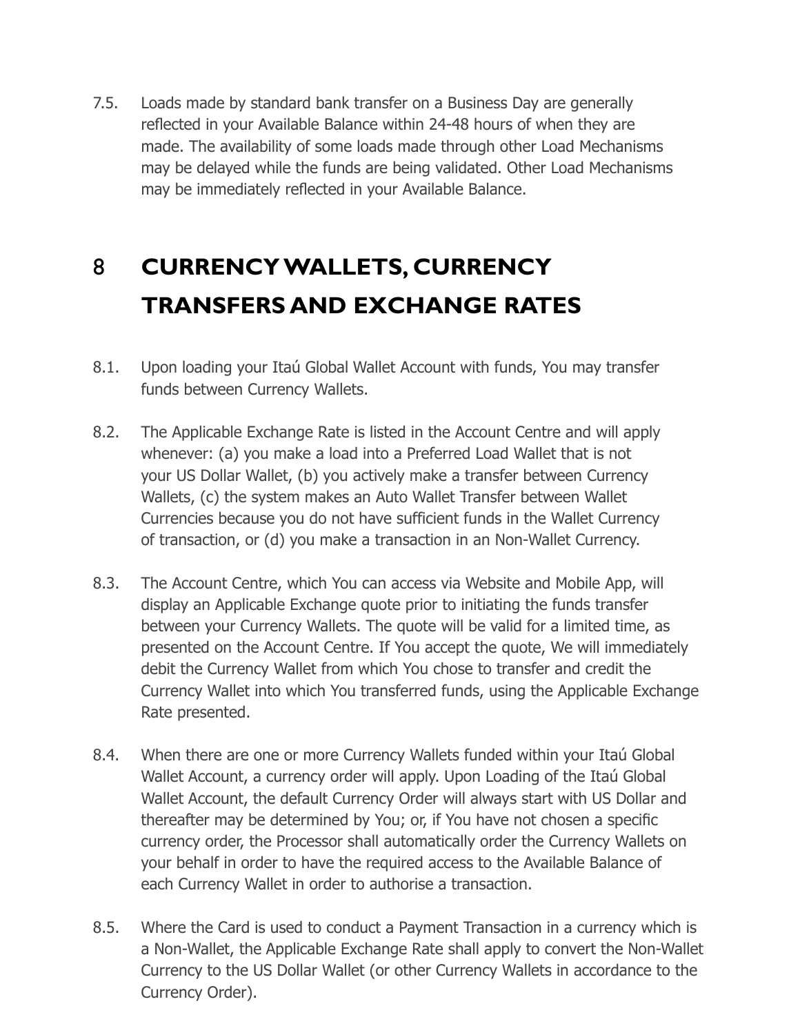7.5. Loads made by standard bank transfer on a Business Day are generally reflected in your Available Balance within 24-48 hours of when they are made. The availability of some loads made through other Load Mechanisms may be delayed while the funds are being validated. Other Load Mechanisms may be immediately reflected in your Available Balance.

# 8 CURRENCY WALLETS, CURRENCY TRANSFERS AND EXCHANGE RATES

8.1. Upon loading your Itaú Global Wallet Account with funds, You may transfer funds between Currency Wallets.

8.2. The Applicable Exchange Rate is listed in the Account Centre and will apply whenever: (a) you make a load into a Preferred Load Wallet that is not your US Dollar Wallet, (b) you actively make a transfer between Currency Wallets, (c) the system makes an Auto Wallet Transfer between Wallet Currencies because you do not have sufficient funds in the Wallet Currency of transaction, or (d) you make a transaction in an Non-Wallet Currency.

8.3. The Account Centre, which You can access via Website and Mobile App, will display an Applicable Exchange quote prior to initiating the funds transfer between your Currency Wallets. The quote will be valid for a limited time, as presented on the Account Centre. If You accept the quote, We will immediately debit the Currency Wallet from which You chose to transfer and credit the Currency Wallet into which You transferred funds, using the Applicable Exchange Rate presented.

8.4. When there are one or more Currency Wallets funded within your Itaú Global Wallet Account, a currency order will apply. Upon Loading of the Itaú Global Wallet Account, the default Currency Order will always start with US Dollar and thereafter may be determined by You; or, if You have not chosen a specific currency order, the Processor shall automatically order the Currency Wallets on your behalf in order to have the required access to the Available Balance of each Currency Wallet in order to authorise a transaction.

8.5. Where the Card is used to conduct a Payment Transaction in a currency which is a Non-Wallet, the Applicable Exchange Rate shall apply to convert the Non-Wallet Currency to the US Dollar Wallet (or other Currency Wallets in accordance to the Currency Order).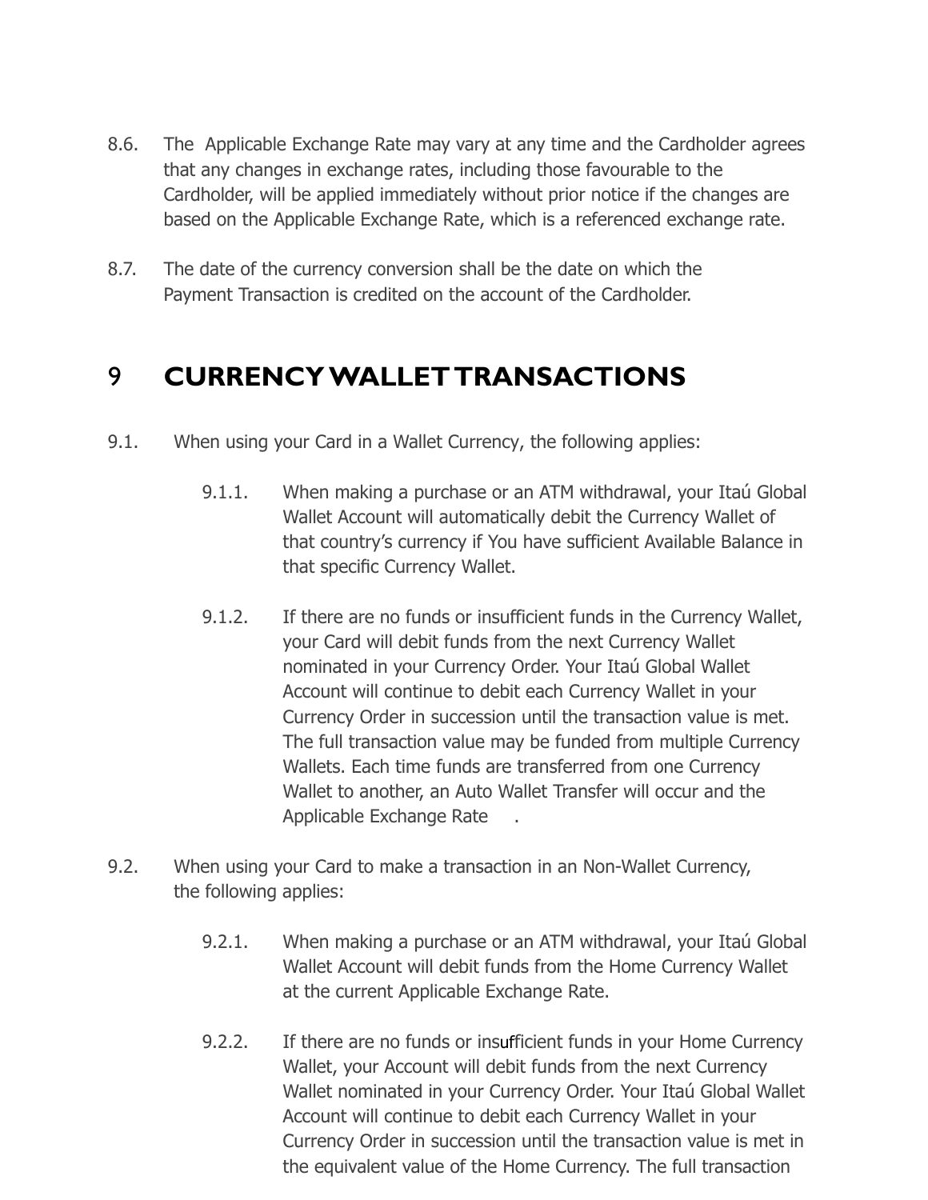8.6. The Applicable Exchange Rate may vary at any time and the Cardholder agrees that any changes in exchange rates, including those favourable to the Cardholder, will be applied immediately without prior notice if the changes are based on the Applicable Exchange Rate, which is a referenced exchange rate.

8.7. The date of the currency conversion shall be the date on which the Payment Transaction is credited on the account of the Cardholder.

# 9 CURRENCY WALLET TRANSACTIONS

9.1. When using your Card in a Wallet Currency, the following applies:

9.1.1. When making a purchase or an ATM withdrawal, your Itaú Global Wallet Account will automatically debit the Currency Wallet of that country's currency if You have sufficient Available Balance in that specific Currency Wallet.

9.1.2. If there are no funds or insufficient funds in the Currency Wallet, your Card will debit funds from the next Currency Wallet nominated in your Currency Order. Your Itaú Global Wallet Account will continue to debit each Currency Wallet in your Currency Order in succession until the transaction value is met. The full transaction value may be funded from multiple Currency Wallets. Each time funds are transferred from one Currency Wallet to another, an Auto Wallet Transfer will occur and the Applicable Exchange Rate .

9.2. When using your Card to make a transaction in an Non-Wallet Currency, the following applies:

9.2.1. When making a purchase or an ATM withdrawal, your Itaú Global Wallet Account will debit funds from the Home Currency Wallet at the current Applicable Exchange Rate.

9.2.2. If there are no funds or insufficient funds in your Home Currency Wallet, your Account will debit funds from the next Currency Wallet nominated in your Currency Order. Your Itaú Global Wallet Account will continue to debit each Currency Wallet in your Currency Order in succession until the transaction value is met in the equivalent value of the Home Currency. The full transaction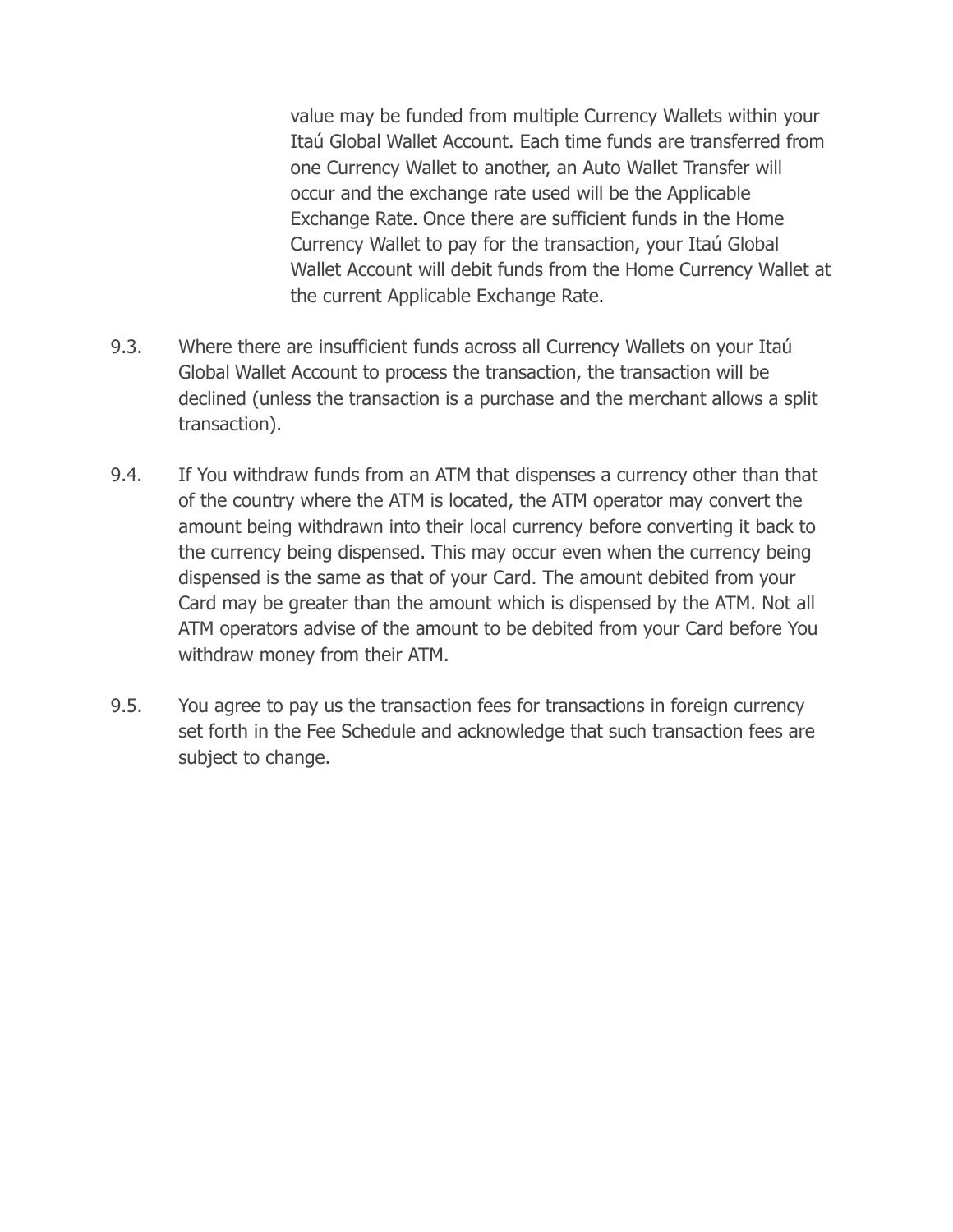value may be funded from multiple Currency Wallets within your Itaú Global Wallet Account. Each time funds are transferred from one Currency Wallet to another, an Auto Wallet Transfer will occur and the exchange rate used will be the Applicable Exchange Rate. Once there are sufficient funds in the Home Currency Wallet to pay for the transaction, your Itaú Global Wallet Account will debit funds from the Home Currency Wallet at the current Applicable Exchange Rate.

9.3. Where there are insufficient funds across all Currency Wallets on your Itaú Global Wallet Account to process the transaction, the transaction will be declined (unless the transaction is a purchase and the merchant allows a split transaction).

9.4. If You withdraw funds from an ATM that dispenses a currency other than that of the country where the ATM is located, the ATM operator may convert the amount being withdrawn into their local currency before converting it back to the currency being dispensed. This may occur even when the currency being dispensed is the same as that of your Card. The amount debited from your Card may be greater than the amount which is dispensed by the ATM. Not all ATM operators advise of the amount to be debited from your Card before You withdraw money from their ATM.

9.5. You agree to pay us the transaction fees for transactions in foreign currency set forth in the Fee Schedule and acknowledge that such transaction fees are subject to change.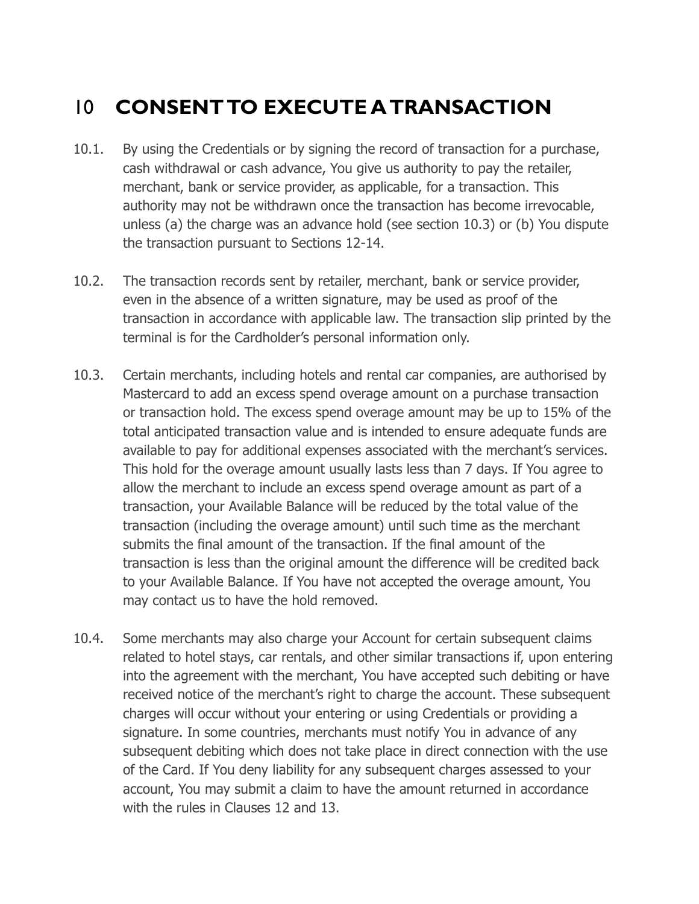# 10 CONSENT TO EXECUTE A TRANSACTION

10.1. By using the Credentials or by signing the record of transaction for a purchase, cash withdrawal or cash advance, You give us authority to pay the retailer, merchant, bank or service provider, as applicable, for a transaction. This authority may not be withdrawn once the transaction has become irrevocable, unless (a) the charge was an advance hold (see section 10.3) or (b) You dispute the transaction pursuant to Sections 12-14.

10.2. The transaction records sent by retailer, merchant, bank or service provider, even in the absence of a written signature, may be used as proof of the transaction in accordance with applicable law. The transaction slip printed by the terminal is for the Cardholder's personal information only.

10.3. Certain merchants, including hotels and rental car companies, are authorised by Mastercard to add an excess spend overage amount on a purchase transaction or transaction hold. The excess spend overage amount may be up to 15% of the total anticipated transaction value and is intended to ensure adequate funds are available to pay for additional expenses associated with the merchant's services. This hold for the overage amount usually lasts less than 7 days. If You agree to allow the merchant to include an excess spend overage amount as part of a transaction, your Available Balance will be reduced by the total value of the transaction (including the overage amount) until such time as the merchant submits the final amount of the transaction. If the final amount of the transaction is less than the original amount the difference will be credited back to your Available Balance. If You have not accepted the overage amount, You may contact us to have the hold removed.

10.4. Some merchants may also charge your Account for certain subsequent claims related to hotel stays, car rentals, and other similar transactions if, upon entering into the agreement with the merchant, You have accepted such debiting or have received notice of the merchant's right to charge the account. These subsequent charges will occur without your entering or using Credentials or providing a signature. In some countries, merchants must notify You in advance of any subsequent debiting which does not take place in direct connection with the use of the Card. If You deny liability for any subsequent charges assessed to your account, You may submit a claim to have the amount returned in accordance with the rules in Clauses 12 and 13.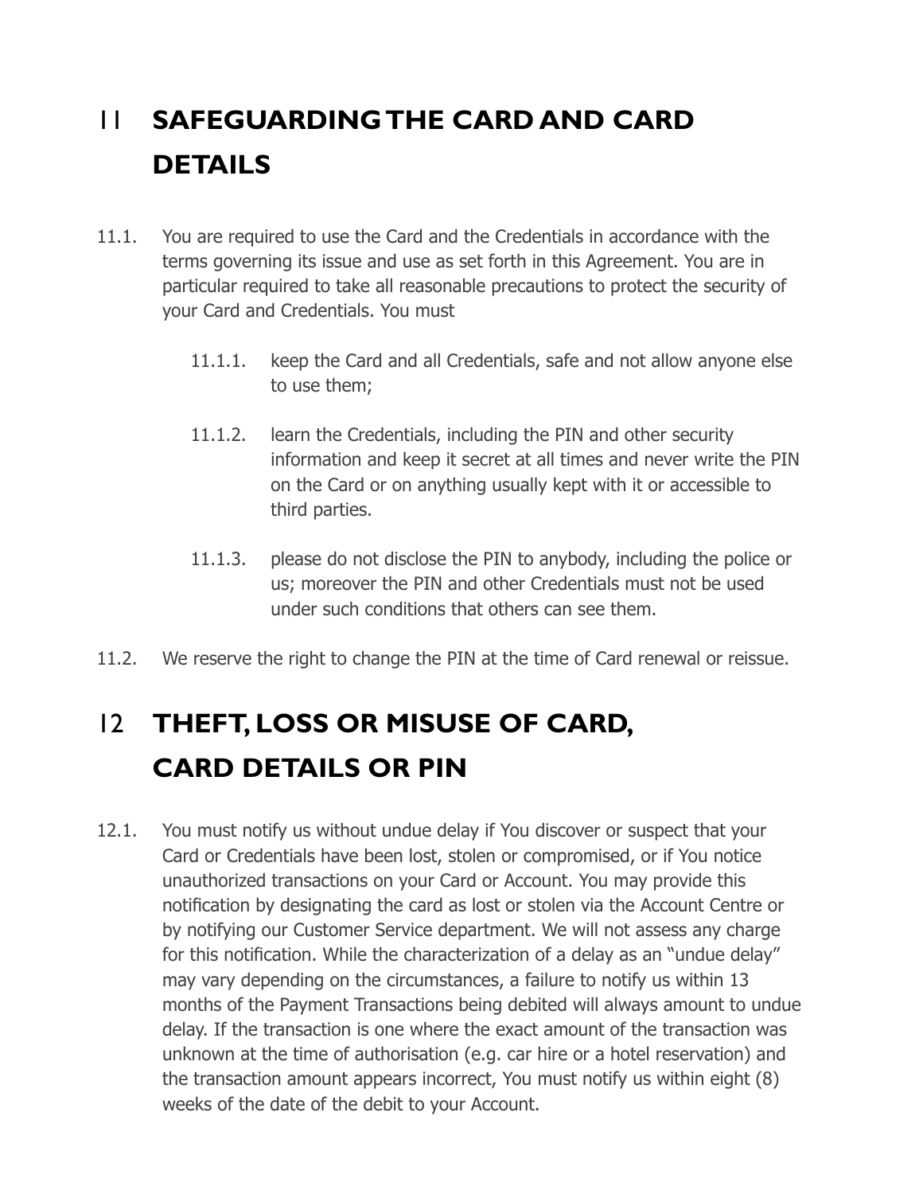## 11 SAFEGUARDING THE CARD AND CARD DETAILS

11.1. You are required to use the Card and the Credentials in accordance with the terms governing its issue and use as set forth in this Agreement. You are in particular required to take all reasonable precautions to protect the security of your Card and Credentials. You must

11.1.1. keep the Card and all Credentials, safe and not allow anyone else to use them;

11.1.2. learn the Credentials, including the PIN and other security information and keep it secret at all times and never write the PIN on the Card or on anything usually kept with it or accessible to third parties.

11.1.3. please do not disclose the PIN to anybody, including the police or us; moreover the PIN and other Credentials must not be used under such conditions that others can see them.

11.2. We reserve the right to change the PIN at the time of Card renewal or reissue.

## 12 THEFT, LOSS OR MISUSE OF CARD, CARD DETAILS OR PIN

12.1. You must notify us without undue delay if You discover or suspect that your Card or Credentials have been lost, stolen or compromised, or if You notice unauthorized transactions on your Card or Account. You may provide this notification by designating the card as lost or stolen via the Account Centre or by notifying our Customer Service department. We will not assess any charge for this notification. While the characterization of a delay as an "undue delay" may vary depending on the circumstances, a failure to notify us within 13 months of the Payment Transactions being debited will always amount to undue delay. If the transaction is one where the exact amount of the transaction was unknown at the time of authorisation (e.g. car hire or a hotel reservation) and the transaction amount appears incorrect, You must notify us within eight (8) weeks of the date of the debit to your Account.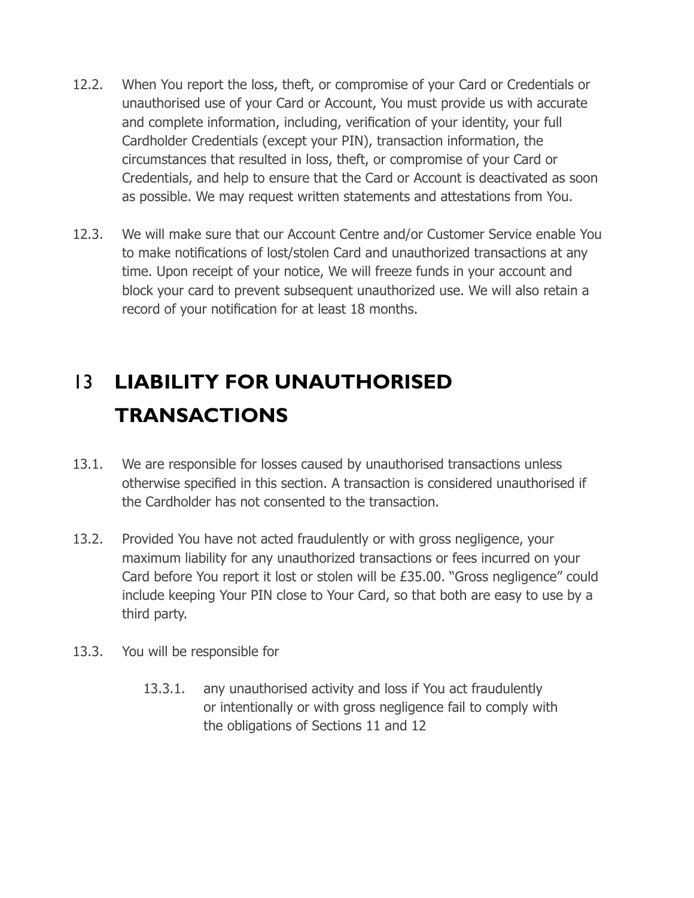12.2. When You report the loss, theft, or compromise of your Card or Credentials or unauthorised use of your Card or Account, You must provide us with accurate and complete information, including, verification of your identity, your full Cardholder Credentials (except your PIN), transaction information, the circumstances that resulted in loss, theft, or compromise of your Card or Credentials, and help to ensure that the Card or Account is deactivated as soon as possible. We may request written statements and attestations from You.

12.3. We will make sure that our Account Centre and/or Customer Service enable You to make notifications of lost/stolen Card and unauthorized transactions at any time. Upon receipt of your notice, We will freeze funds in your account and block your card to prevent subsequent unauthorized use. We will also retain a record of your notification for at least 18 months.

# 13 LIABILITY FOR UNAUTHORISED TRANSACTIONS

13.1. We are responsible for losses caused by unauthorised transactions unless otherwise specified in this section. A transaction is considered unauthorised if the Cardholder has not consented to the transaction.

13.2. Provided You have not acted fraudulently or with gross negligence, your maximum liability for any unauthorized transactions or fees incurred on your Card before You report it lost or stolen will be £35.00. "Gross negligence" could include keeping Your PIN close to Your Card, so that both are easy to use by a third party.

13.3. You will be responsible for

13.3.1. any unauthorised activity and loss if You act fraudulently or intentionally or with gross negligence fail to comply with the obligations of Sections 11 and 12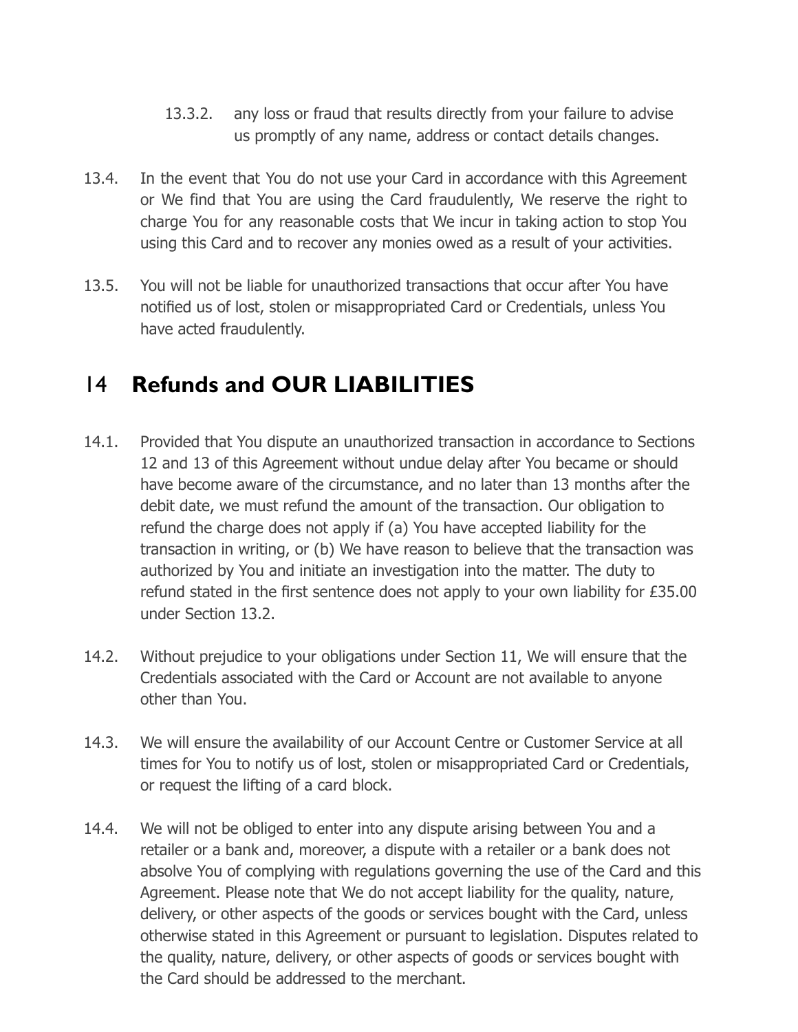13.3.2. any loss or fraud that results directly from your failure to advise us promptly of any name, address or contact details changes.

13.4. In the event that You do not use your Card in accordance with this Agreement or We find that You are using the Card fraudulently, We reserve the right to charge You for any reasonable costs that We incur in taking action to stop You using this Card and to recover any monies owed as a result of your activities.

13.5. You will not be liable for unauthorized transactions that occur after You have notified us of lost, stolen or misappropriated Card or Credentials, unless You have acted fraudulently.

## 14 Refunds and OUR LIABILITIES

14.1. Provided that You dispute an unauthorized transaction in accordance to Sections 12 and 13 of this Agreement without undue delay after You became or should have become aware of the circumstance, and no later than 13 months after the debit date, we must refund the amount of the transaction. Our obligation to refund the charge does not apply if (a) You have accepted liability for the transaction in writing, or (b) We have reason to believe that the transaction was authorized by You and initiate an investigation into the matter. The duty to refund stated in the first sentence does not apply to your own liability for £35.00 under Section 13.2.

14.2. Without prejudice to your obligations under Section 11, We will ensure that the Credentials associated with the Card or Account are not available to anyone other than You.

14.3. We will ensure the availability of our Account Centre or Customer Service at all times for You to notify us of lost, stolen or misappropriated Card or Credentials, or request the lifting of a card block.

14.4. We will not be obliged to enter into any dispute arising between You and a retailer or a bank and, moreover, a dispute with a retailer or a bank does not absolve You of complying with regulations governing the use of the Card and this Agreement. Please note that We do not accept liability for the quality, nature, delivery, or other aspects of the goods or services bought with the Card, unless otherwise stated in this Agreement or pursuant to legislation. Disputes related to the quality, nature, delivery, or other aspects of goods or services bought with the Card should be addressed to the merchant.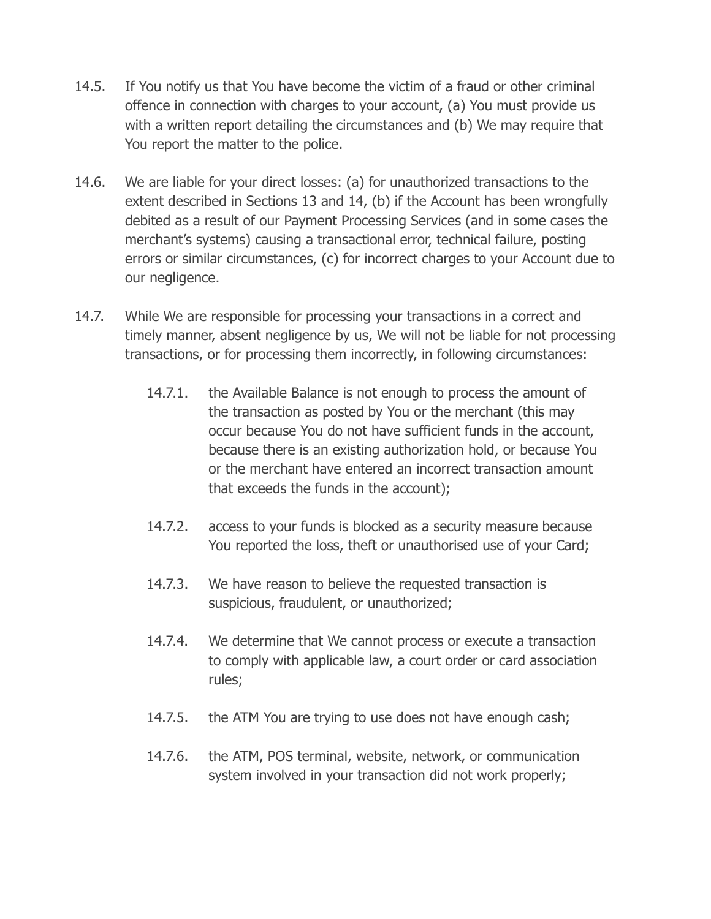14.5. If You notify us that You have become the victim of a fraud or other criminal offence in connection with charges to your account, (a) You must provide us with a written report detailing the circumstances and (b) We may require that You report the matter to the police.

14.6. We are liable for your direct losses: (a) for unauthorized transactions to the extent described in Sections 13 and 14, (b) if the Account has been wrongfully debited as a result of our Payment Processing Services (and in some cases the merchant's systems) causing a transactional error, technical failure, posting errors or similar circumstances, (c) for incorrect charges to your Account due to our negligence.

14.7. While We are responsible for processing your transactions in a correct and timely manner, absent negligence by us, We will not be liable for not processing transactions, or for processing them incorrectly, in following circumstances:

- 14.7.1. the Available Balance is not enough to process the amount of the transaction as posted by You or the merchant (this may occur because You do not have sufficient funds in the account, because there is an existing authorization hold, or because You or the merchant have entered an incorrect transaction amount that exceeds the funds in the account);

- 14.7.2. access to your funds is blocked as a security measure because You reported the loss, theft or unauthorised use of your Card;

- 14.7.3. We have reason to believe the requested transaction is suspicious, fraudulent, or unauthorized;

- 14.7.4. We determine that We cannot process or execute a transaction to comply with applicable law, a court order or card association rules;

- 14.7.5. the ATM You are trying to use does not have enough cash;

- 14.7.6. the ATM, POS terminal, website, network, or communication system involved in your transaction did not work properly;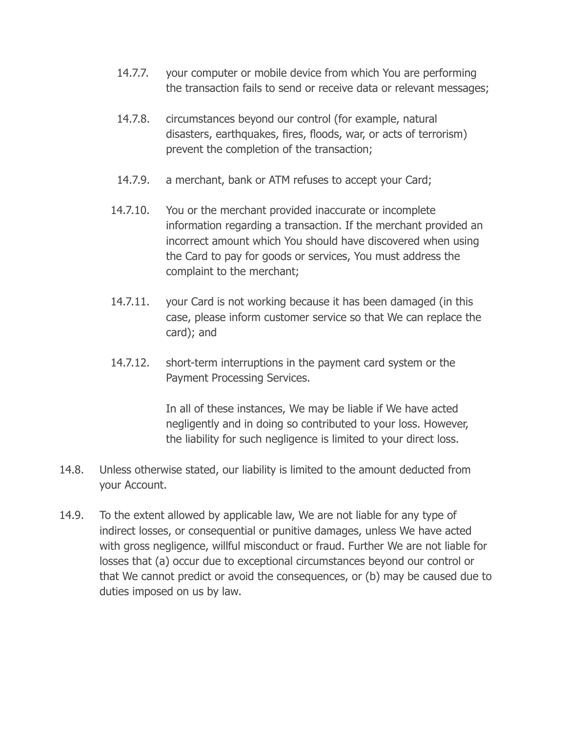14.7.7. your computer or mobile device from which You are performing the transaction fails to send or receive data or relevant messages;

14.7.8. circumstances beyond our control (for example, natural disasters, earthquakes, fires, floods, war, or acts of terrorism) prevent the completion of the transaction;

14.7.9. a merchant, bank or ATM refuses to accept your Card;

14.7.10. You or the merchant provided inaccurate or incomplete information regarding a transaction. If the merchant provided an incorrect amount which You should have discovered when using the Card to pay for goods or services, You must address the complaint to the merchant;

14.7.11. your Card is not working because it has been damaged (in this case, please inform customer service so that We can replace the card); and

14.7.12. short-term interruptions in the payment card system or the Payment Processing Services.

In all of these instances, We may be liable if We have acted negligently and in doing so contributed to your loss. However, the liability for such negligence is limited to your direct loss.

14.8. Unless otherwise stated, our liability is limited to the amount deducted from your Account.

14.9. To the extent allowed by applicable law, We are not liable for any type of indirect losses, or consequential or punitive damages, unless We have acted with gross negligence, willful misconduct or fraud. Further We are not liable for losses that (a) occur due to exceptional circumstances beyond our control or that We cannot predict or avoid the consequences, or (b) may be caused due to duties imposed on us by law.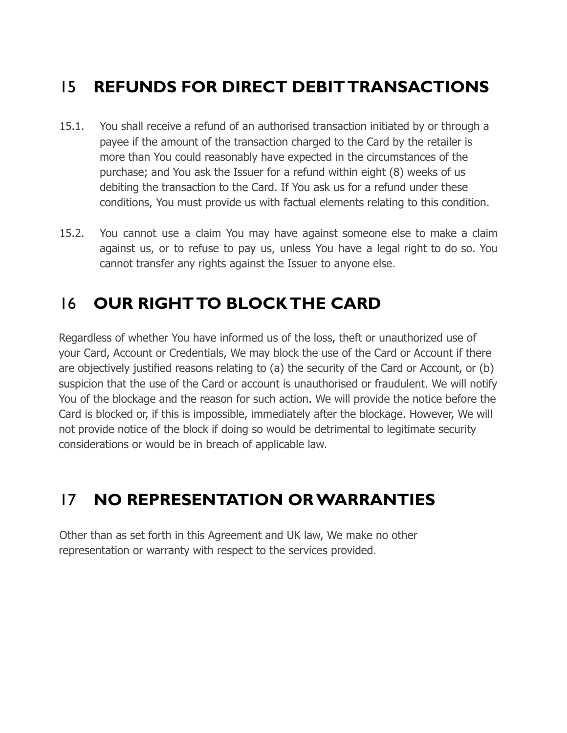## 15 REFUNDS FOR DIRECT DEBIT TRANSACTIONS

15.1. You shall receive a refund of an authorised transaction initiated by or through a payee if the amount of the transaction charged to the Card by the retailer is more than You could reasonably have expected in the circumstances of the purchase; and You ask the Issuer for a refund within eight (8) weeks of us debiting the transaction to the Card. If You ask us for a refund under these conditions, You must provide us with factual elements relating to this condition.

15.2. You cannot use a claim You may have against someone else to make a claim against us, or to refuse to pay us, unless You have a legal right to do so. You cannot transfer any rights against the Issuer to anyone else.

## 16 OUR RIGHT TO BLOCK THE CARD

Regardless of whether You have informed us of the loss, theft or unauthorized use of your Card, Account or Credentials, We may block the use of the Card or Account if there are objectively justified reasons relating to (a) the security of the Card or Account, or (b) suspicion that the use of the Card or account is unauthorised or fraudulent. We will notify You of the blockage and the reason for such action. We will provide the notice before the Card is blocked or, if this is impossible, immediately after the blockage. However, We will not provide notice of the block if doing so would be detrimental to legitimate security considerations or would be in breach of applicable law.

## 17 NO REPRESENTATION OR WARRANTIES

Other than as set forth in this Agreement and UK law, We make no other representation or warranty with respect to the services provided.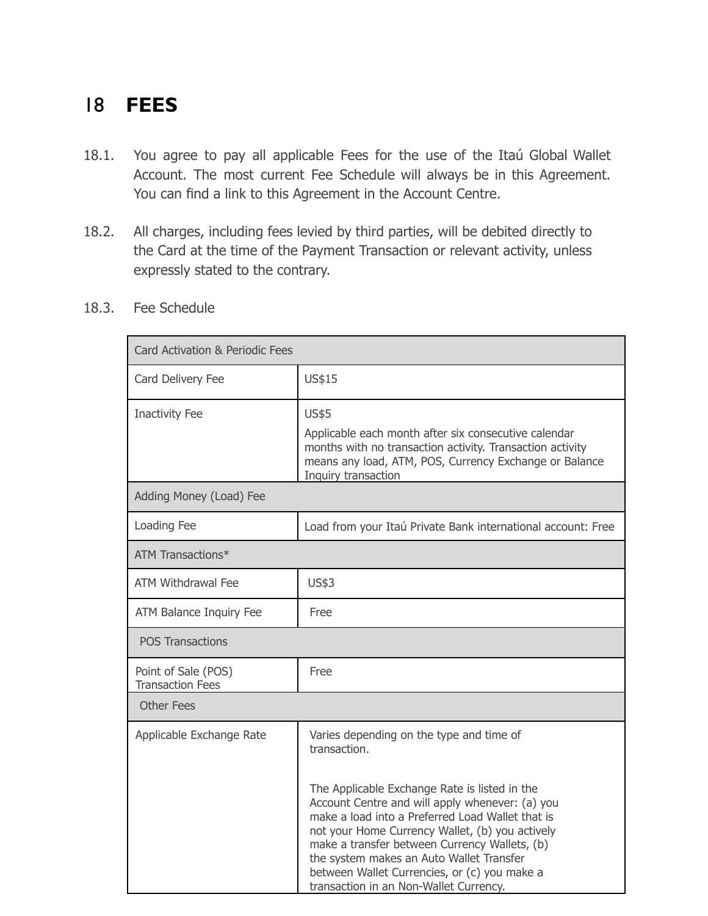# 18 FEES

18.1. You agree to pay all applicable Fees for the use of the Itaú Global Wallet Account. The most current Fee Schedule will always be in this Agreement. You can find a link to this Agreement in the Account Centre.

18.2. All charges, including fees levied by third parties, will be debited directly to the Card at the time of the Payment Transaction or relevant activity, unless expressly stated to the contrary.

18.3. Fee Schedule

| Card Activation & Periodic Fees | |
|---|---|
| Card Delivery Fee | US$15 |
| Inactivity Fee | US$5<br>Applicable each month after six consecutive calendar months with no transaction activity. Transaction activity means any load, ATM, POS, Currency Exchange or Balance Inquiry transaction |
| Adding Money (Load) Fee | |
| Loading Fee | Load from your Itaú Private Bank international account: Free |
| ATM Transactions* | |
| ATM Withdrawal Fee | US$3 |
| ATM Balance Inquiry Fee | Free |
| POS Transactions | |
| Point of Sale (POS) Transaction Fees | Free |
| Other Fees | |
| Applicable Exchange Rate | Varies depending on the type and time of transaction.<br><br>The Applicable Exchange Rate is listed in the Account Centre and will apply whenever: (a) you make a load into a Preferred Load Wallet that is not your Home Currency Wallet, (b) you actively make a transfer between Currency Wallets, (b) the system makes an Auto Wallet Transfer between Wallet Currencies, or (c) you make a transaction in an Non-Wallet Currency. |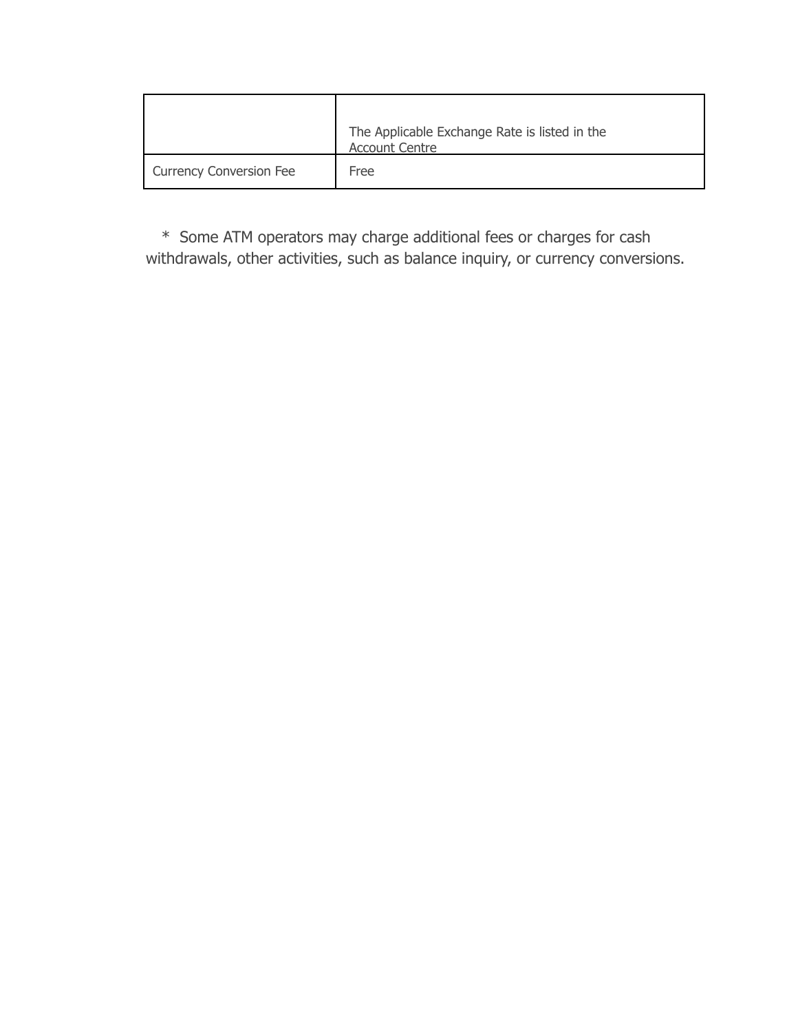| | |
|---|---|
| | The Applicable Exchange Rate is listed in the Account Centre |
| Currency Conversion Fee | Free |

* Some ATM operators may charge additional fees or charges for cash withdrawals, other activities, such as balance inquiry, or currency conversions.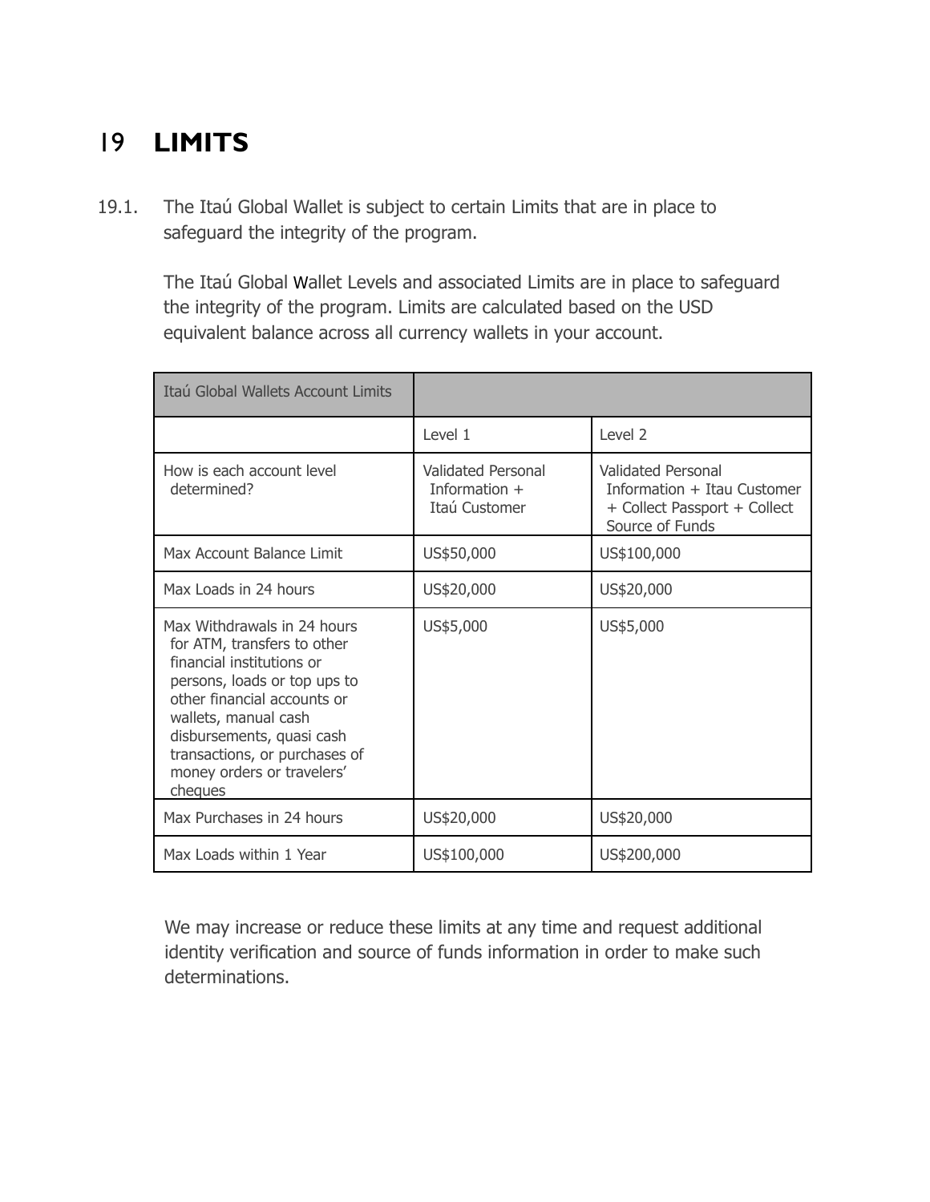# 19 LIMITS

19.1. The Itaú Global Wallet is subject to certain Limits that are in place to safeguard the integrity of the program.

The Itaú Global Wallet Levels and associated Limits are in place to safeguard the integrity of the program. Limits are calculated based on the USD equivalent balance across all currency wallets in your account.

| Itaú Global Wallets Account Limits | | |
|---|---|---|
| | Level 1 | Level 2 |
| How is each account level determined? | Validated Personal Information + Itaú Customer | Validated Personal Information + Itau Customer + Collect Passport + Collect Source of Funds |
| Max Account Balance Limit | US$50,000 | US$100,000 |
| Max Loads in 24 hours | US$20,000 | US$20,000 |
| Max Withdrawals in 24 hours for ATM, transfers to other financial institutions or persons, loads or top ups to other financial accounts or wallets, manual cash disbursements, quasi cash transactions, or purchases of money orders or travelers' cheques | US$5,000 | US$5,000 |
| Max Purchases in 24 hours | US$20,000 | US$20,000 |
| Max Loads within 1 Year | US$100,000 | US$200,000 |

We may increase or reduce these limits at any time and request additional identity verification and source of funds information in order to make such determinations.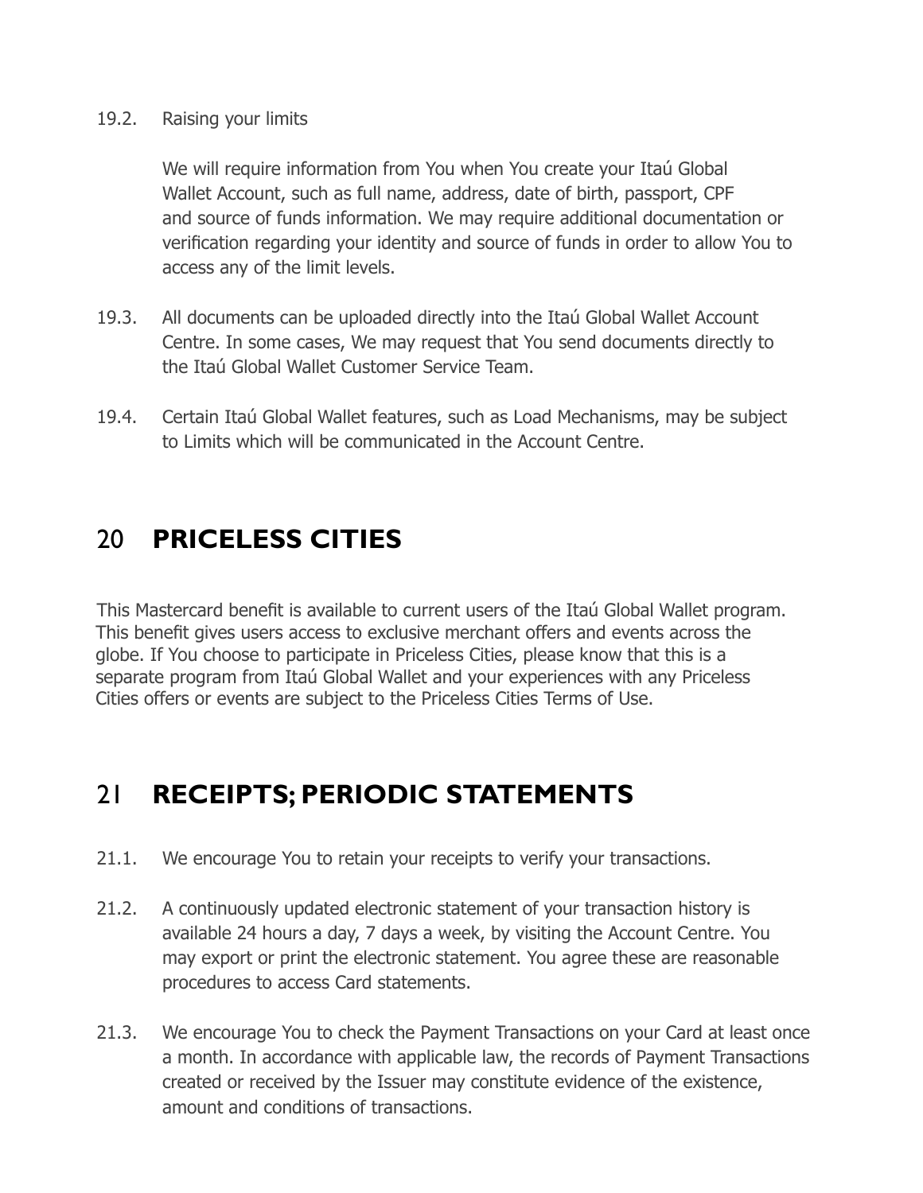19.2. Raising your limits

We will require information from You when You create your Itaú Global Wallet Account, such as full name, address, date of birth, passport, CPF and source of funds information. We may require additional documentation or verification regarding your identity and source of funds in order to allow You to access any of the limit levels.

19.3. All documents can be uploaded directly into the Itaú Global Wallet Account Centre. In some cases, We may request that You send documents directly to the Itaú Global Wallet Customer Service Team.

19.4. Certain Itaú Global Wallet features, such as Load Mechanisms, may be subject to Limits which will be communicated in the Account Centre.

## 20 PRICELESS CITIES

This Mastercard benefit is available to current users of the Itaú Global Wallet program. This benefit gives users access to exclusive merchant offers and events across the globe. If You choose to participate in Priceless Cities, please know that this is a separate program from Itaú Global Wallet and your experiences with any Priceless Cities offers or events are subject to the Priceless Cities Terms of Use.

## 21 RECEIPTS; PERIODIC STATEMENTS

21.1. We encourage You to retain your receipts to verify your transactions.

21.2. A continuously updated electronic statement of your transaction history is available 24 hours a day, 7 days a week, by visiting the Account Centre. You may export or print the electronic statement. You agree these are reasonable procedures to access Card statements.

21.3. We encourage You to check the Payment Transactions on your Card at least once a month. In accordance with applicable law, the records of Payment Transactions created or received by the Issuer may constitute evidence of the existence, amount and conditions of transactions.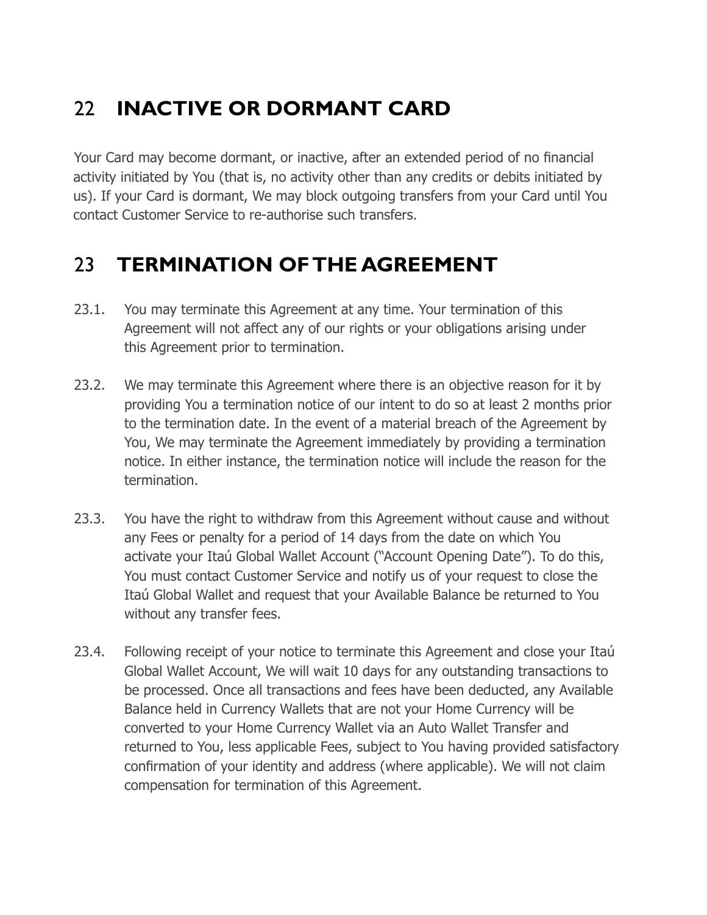## 22 INACTIVE OR DORMANT CARD

Your Card may become dormant, or inactive, after an extended period of no financial activity initiated by You (that is, no activity other than any credits or debits initiated by us). If your Card is dormant, We may block outgoing transfers from your Card until You contact Customer Service to re-authorise such transfers.

## 23 TERMINATION OF THE AGREEMENT

23.1. You may terminate this Agreement at any time. Your termination of this Agreement will not affect any of our rights or your obligations arising under this Agreement prior to termination.

23.2. We may terminate this Agreement where there is an objective reason for it by providing You a termination notice of our intent to do so at least 2 months prior to the termination date. In the event of a material breach of the Agreement by You, We may terminate the Agreement immediately by providing a termination notice. In either instance, the termination notice will include the reason for the termination.

23.3. You have the right to withdraw from this Agreement without cause and without any Fees or penalty for a period of 14 days from the date on which You activate your Itaú Global Wallet Account ("Account Opening Date"). To do this, You must contact Customer Service and notify us of your request to close the Itaú Global Wallet and request that your Available Balance be returned to You without any transfer fees.

23.4. Following receipt of your notice to terminate this Agreement and close your Itaú Global Wallet Account, We will wait 10 days for any outstanding transactions to be processed. Once all transactions and fees have been deducted, any Available Balance held in Currency Wallets that are not your Home Currency will be converted to your Home Currency Wallet via an Auto Wallet Transfer and returned to You, less applicable Fees, subject to You having provided satisfactory confirmation of your identity and address (where applicable). We will not claim compensation for termination of this Agreement.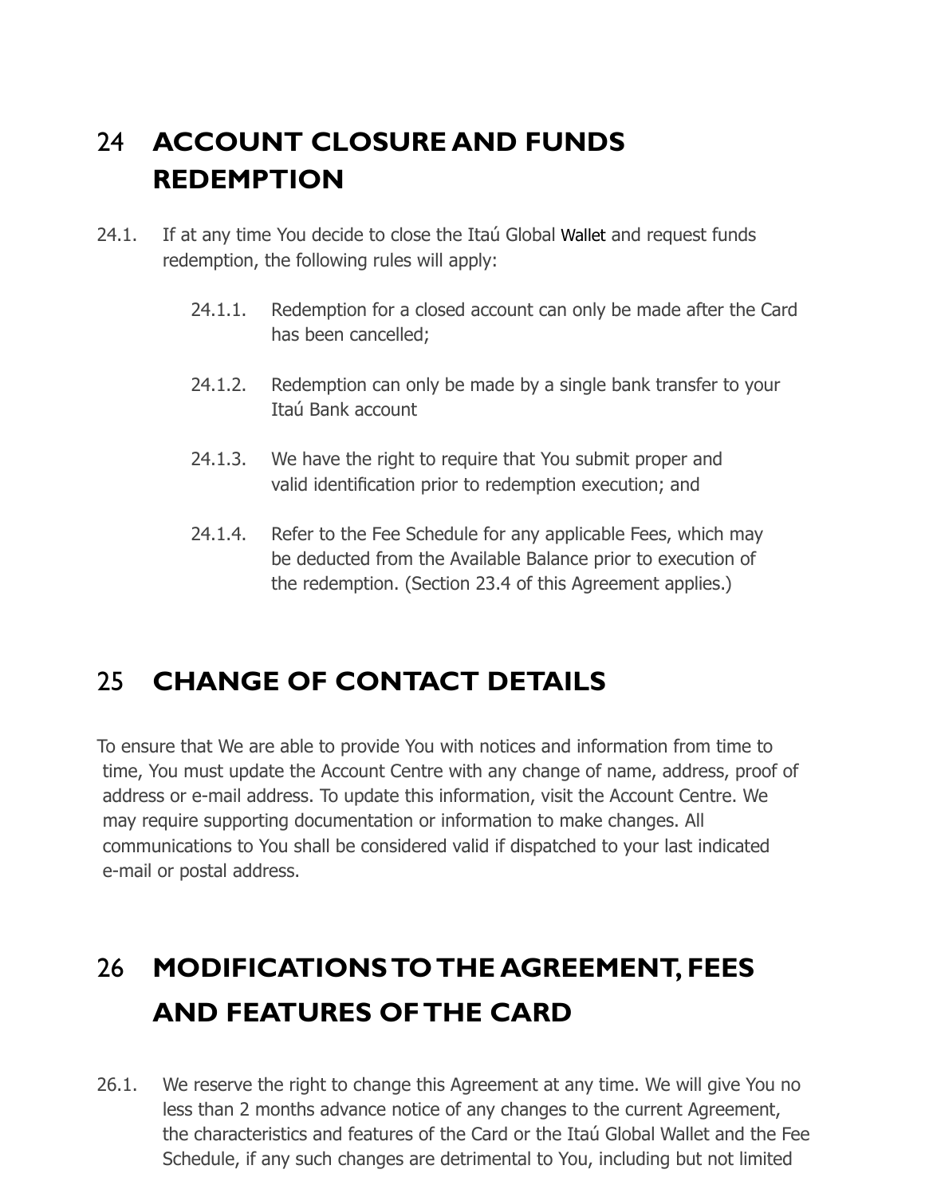# 24 ACCOUNT CLOSURE AND FUNDS REDEMPTION

24.1. If at any time You decide to close the Itaú Global Wallet and request funds redemption, the following rules will apply:

- 24.1.1. Redemption for a closed account can only be made after the Card has been cancelled;
- 24.1.2. Redemption can only be made by a single bank transfer to your Itaú Bank account
- 24.1.3. We have the right to require that You submit proper and valid identification prior to redemption execution; and
- 24.1.4. Refer to the Fee Schedule for any applicable Fees, which may be deducted from the Available Balance prior to execution of the redemption. (Section 23.4 of this Agreement applies.)

# 25 CHANGE OF CONTACT DETAILS

To ensure that We are able to provide You with notices and information from time to time, You must update the Account Centre with any change of name, address, proof of address or e-mail address. To update this information, visit the Account Centre. We may require supporting documentation or information to make changes. All communications to You shall be considered valid if dispatched to your last indicated e-mail or postal address.

# 26 MODIFICATIONS TO THE AGREEMENT, FEES AND FEATURES OF THE CARD

26.1. We reserve the right to change this Agreement at any time. We will give You no less than 2 months advance notice of any changes to the current Agreement, the characteristics and features of the Card or the Itaú Global Wallet and the Fee Schedule, if any such changes are detrimental to You, including but not limited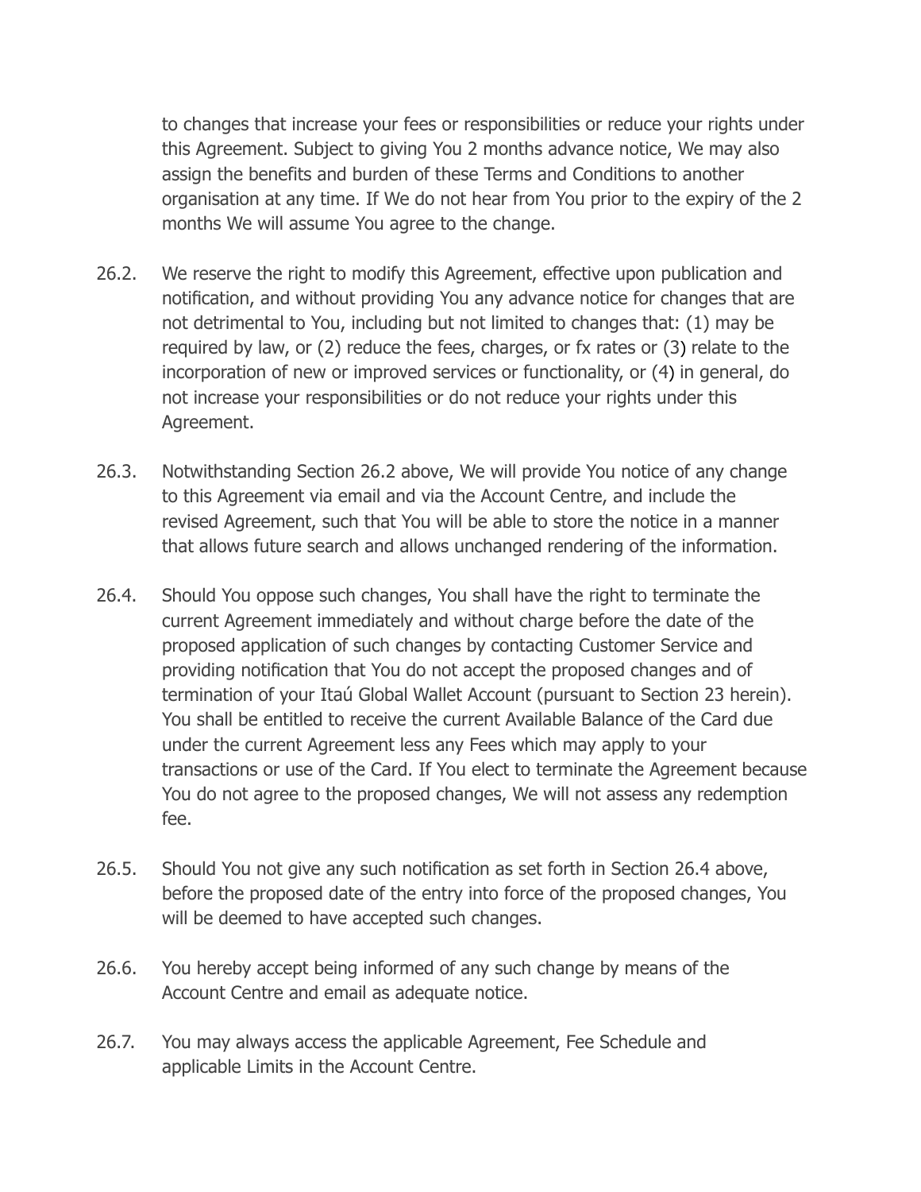to changes that increase your fees or responsibilities or reduce your rights under this Agreement. Subject to giving You 2 months advance notice, We may also assign the benefits and burden of these Terms and Conditions to another organisation at any time. If We do not hear from You prior to the expiry of the 2 months We will assume You agree to the change.

26.2. We reserve the right to modify this Agreement, effective upon publication and notification, and without providing You any advance notice for changes that are not detrimental to You, including but not limited to changes that: (1) may be required by law, or (2) reduce the fees, charges, or fx rates or (3) relate to the incorporation of new or improved services or functionality, or (4) in general, do not increase your responsibilities or do not reduce your rights under this Agreement.

26.3. Notwithstanding Section 26.2 above, We will provide You notice of any change to this Agreement via email and via the Account Centre, and include the revised Agreement, such that You will be able to store the notice in a manner that allows future search and allows unchanged rendering of the information.

26.4. Should You oppose such changes, You shall have the right to terminate the current Agreement immediately and without charge before the date of the proposed application of such changes by contacting Customer Service and providing notification that You do not accept the proposed changes and of termination of your Itaú Global Wallet Account (pursuant to Section 23 herein). You shall be entitled to receive the current Available Balance of the Card due under the current Agreement less any Fees which may apply to your transactions or use of the Card. If You elect to terminate the Agreement because You do not agree to the proposed changes, We will not assess any redemption fee.

26.5. Should You not give any such notification as set forth in Section 26.4 above, before the proposed date of the entry into force of the proposed changes, You will be deemed to have accepted such changes.

26.6. You hereby accept being informed of any such change by means of the Account Centre and email as adequate notice.

26.7. You may always access the applicable Agreement, Fee Schedule and applicable Limits in the Account Centre.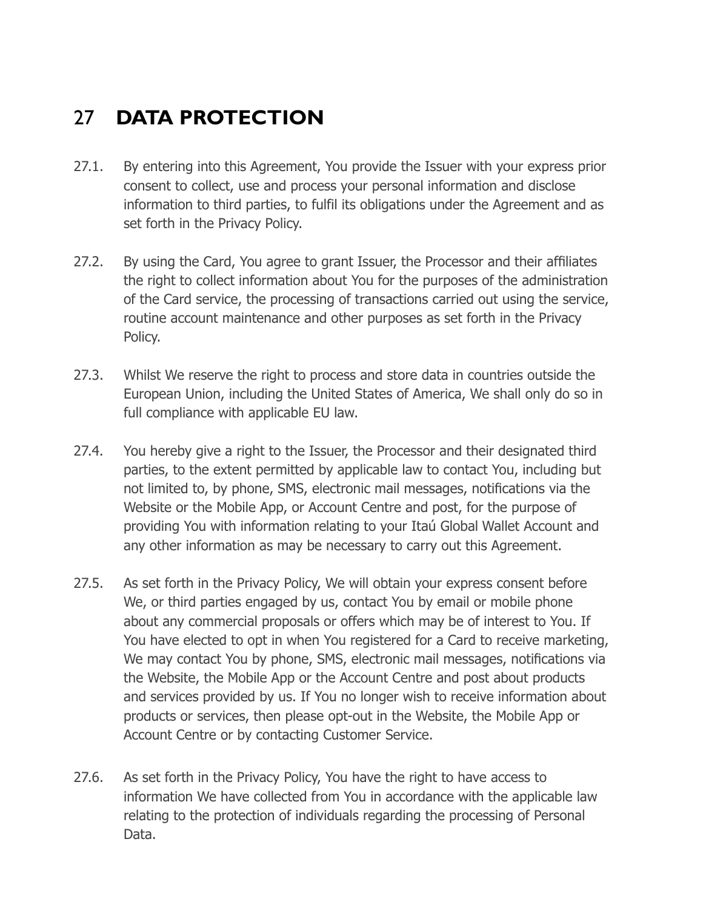# 27 DATA PROTECTION

27.1. By entering into this Agreement, You provide the Issuer with your express prior consent to collect, use and process your personal information and disclose information to third parties, to fulfil its obligations under the Agreement and as set forth in the Privacy Policy.

27.2. By using the Card, You agree to grant Issuer, the Processor and their affiliates the right to collect information about You for the purposes of the administration of the Card service, the processing of transactions carried out using the service, routine account maintenance and other purposes as set forth in the Privacy Policy.

27.3. Whilst We reserve the right to process and store data in countries outside the European Union, including the United States of America, We shall only do so in full compliance with applicable EU law.

27.4. You hereby give a right to the Issuer, the Processor and their designated third parties, to the extent permitted by applicable law to contact You, including but not limited to, by phone, SMS, electronic mail messages, notifications via the Website or the Mobile App, or Account Centre and post, for the purpose of providing You with information relating to your Itaú Global Wallet Account and any other information as may be necessary to carry out this Agreement.

27.5. As set forth in the Privacy Policy, We will obtain your express consent before We, or third parties engaged by us, contact You by email or mobile phone about any commercial proposals or offers which may be of interest to You. If You have elected to opt in when You registered for a Card to receive marketing, We may contact You by phone, SMS, electronic mail messages, notifications via the Website, the Mobile App or the Account Centre and post about products and services provided by us. If You no longer wish to receive information about products or services, then please opt-out in the Website, the Mobile App or Account Centre or by contacting Customer Service.

27.6. As set forth in the Privacy Policy, You have the right to have access to information We have collected from You in accordance with the applicable law relating to the protection of individuals regarding the processing of Personal Data.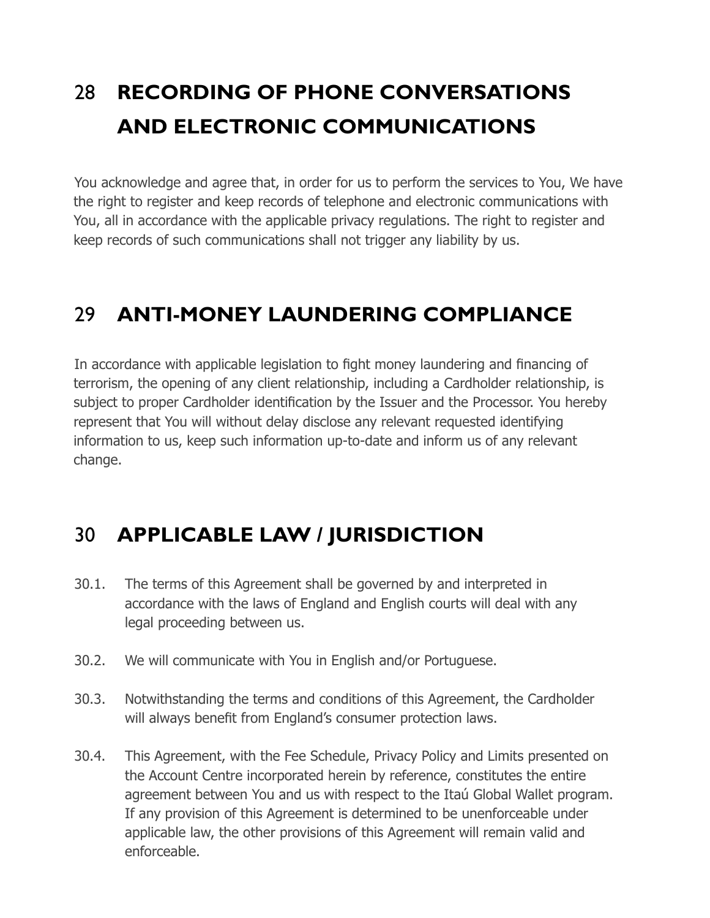## 28 RECORDING OF PHONE CONVERSATIONS AND ELECTRONIC COMMUNICATIONS

You acknowledge and agree that, in order for us to perform the services to You, We have the right to register and keep records of telephone and electronic communications with You, all in accordance with the applicable privacy regulations. The right to register and keep records of such communications shall not trigger any liability by us.

## 29 ANTI-MONEY LAUNDERING COMPLIANCE

In accordance with applicable legislation to fight money laundering and financing of terrorism, the opening of any client relationship, including a Cardholder relationship, is subject to proper Cardholder identification by the Issuer and the Processor. You hereby represent that You will without delay disclose any relevant requested identifying information to us, keep such information up-to-date and inform us of any relevant change.

## 30 APPLICABLE LAW / JURISDICTION

30.1. The terms of this Agreement shall be governed by and interpreted in accordance with the laws of England and English courts will deal with any legal proceeding between us.

30.2. We will communicate with You in English and/or Portuguese.

30.3. Notwithstanding the terms and conditions of this Agreement, the Cardholder will always benefit from England's consumer protection laws.

30.4. This Agreement, with the Fee Schedule, Privacy Policy and Limits presented on the Account Centre incorporated herein by reference, constitutes the entire agreement between You and us with respect to the Itaú Global Wallet program. If any provision of this Agreement is determined to be unenforceable under applicable law, the other provisions of this Agreement will remain valid and enforceable.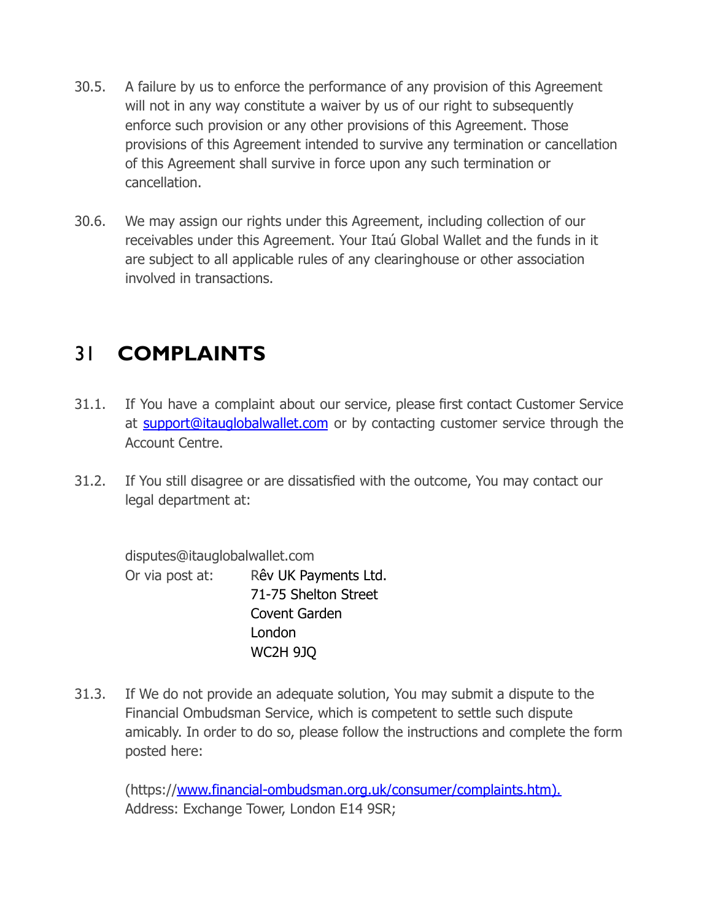30.5. A failure by us to enforce the performance of any provision of this Agreement will not in any way constitute a waiver by us of our right to subsequently enforce such provision or any other provisions of this Agreement. Those provisions of this Agreement intended to survive any termination or cancellation of this Agreement shall survive in force upon any such termination or cancellation.

30.6. We may assign our rights under this Agreement, including collection of our receivables under this Agreement. Your Itaú Global Wallet and the funds in it are subject to all applicable rules of any clearinghouse or other association involved in transactions.

# 31 COMPLAINTS

31.1. If You have a complaint about our service, please first contact Customer Service at support@itauglobalwallet.com or by contacting customer service through the Account Centre.

31.2. If You still disagree or are dissatisfied with the outcome, You may contact our legal department at:

disputes@itauglobalwallet.com
Or via post at: Rêv UK Payments Ltd.
71-75 Shelton Street
Covent Garden
London
WC2H 9JQ

31.3. If We do not provide an adequate solution, You may submit a dispute to the Financial Ombudsman Service, which is competent to settle such dispute amicably. In order to do so, please follow the instructions and complete the form posted here:

(https://www.financial-ombudsman.org.uk/consumer/complaints.htm).
Address: Exchange Tower, London E14 9SR;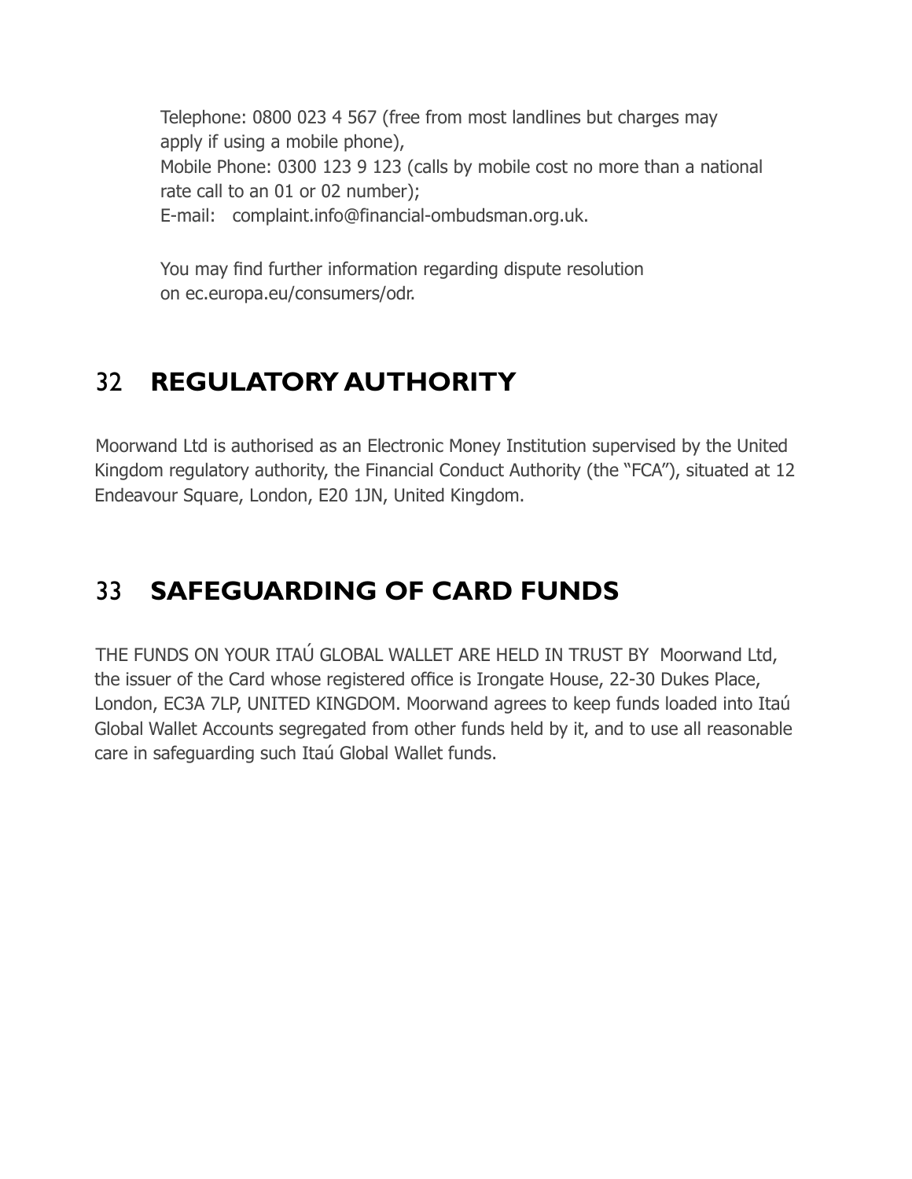Telephone: 0800 023 4 567 (free from most landlines but charges may apply if using a mobile phone),
Mobile Phone: 0300 123 9 123 (calls by mobile cost no more than a national rate call to an 01 or 02 number);
E-mail: complaint.info@financial-ombudsman.org.uk.

You may find further information regarding dispute resolution on ec.europa.eu/consumers/odr.

## 32 REGULATORY AUTHORITY

Moorwand Ltd is authorised as an Electronic Money Institution supervised by the United Kingdom regulatory authority, the Financial Conduct Authority (the "FCA"), situated at 12 Endeavour Square, London, E20 1JN, United Kingdom.

## 33 SAFEGUARDING OF CARD FUNDS

THE FUNDS ON YOUR ITAÚ GLOBAL WALLET ARE HELD IN TRUST BY Moorwand Ltd, the issuer of the Card whose registered office is Irongate House, 22-30 Dukes Place, London, EC3A 7LP, UNITED KINGDOM. Moorwand agrees to keep funds loaded into Itaú Global Wallet Accounts segregated from other funds held by it, and to use all reasonable care in safeguarding such Itaú Global Wallet funds.